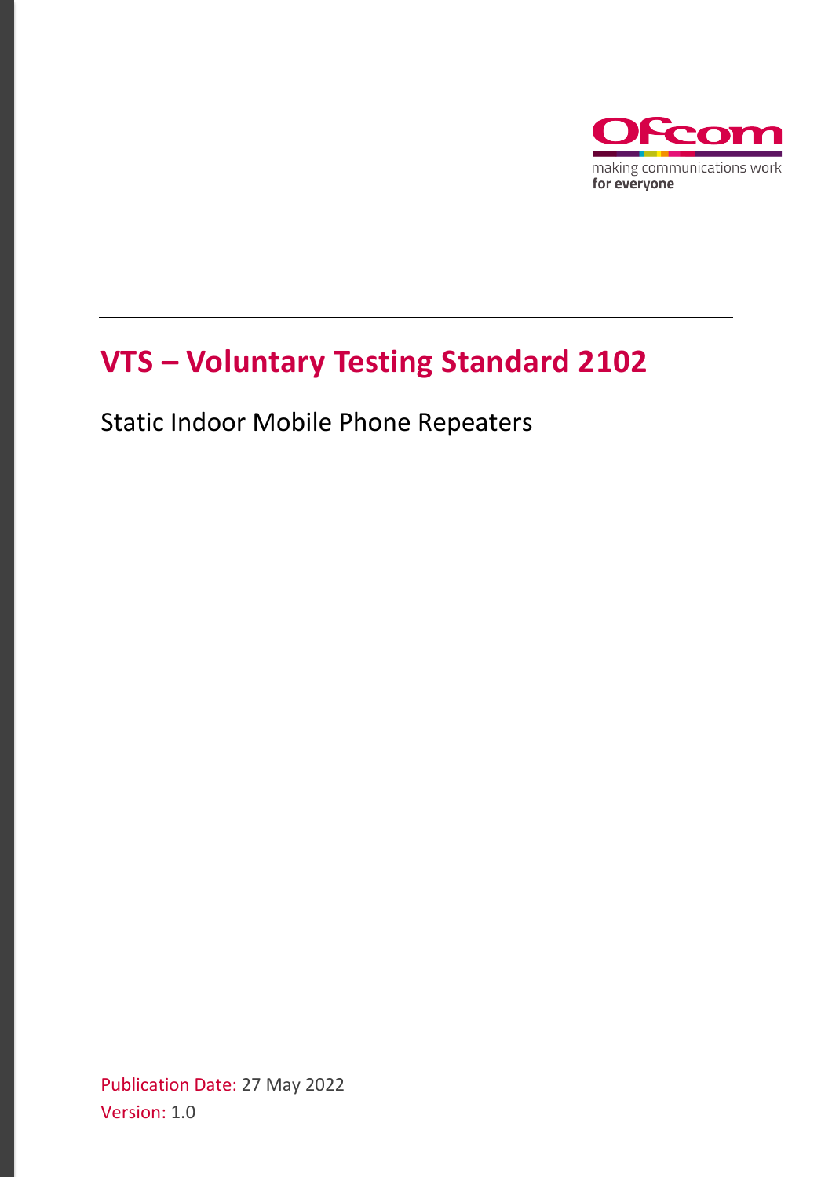Ofcom

making communications work
**for everyone**

# VTS – Voluntary Testing Standard 2102

## Static Indoor Mobile Phone Repeaters

Publication Date: 27 May 2022
Version: 1.0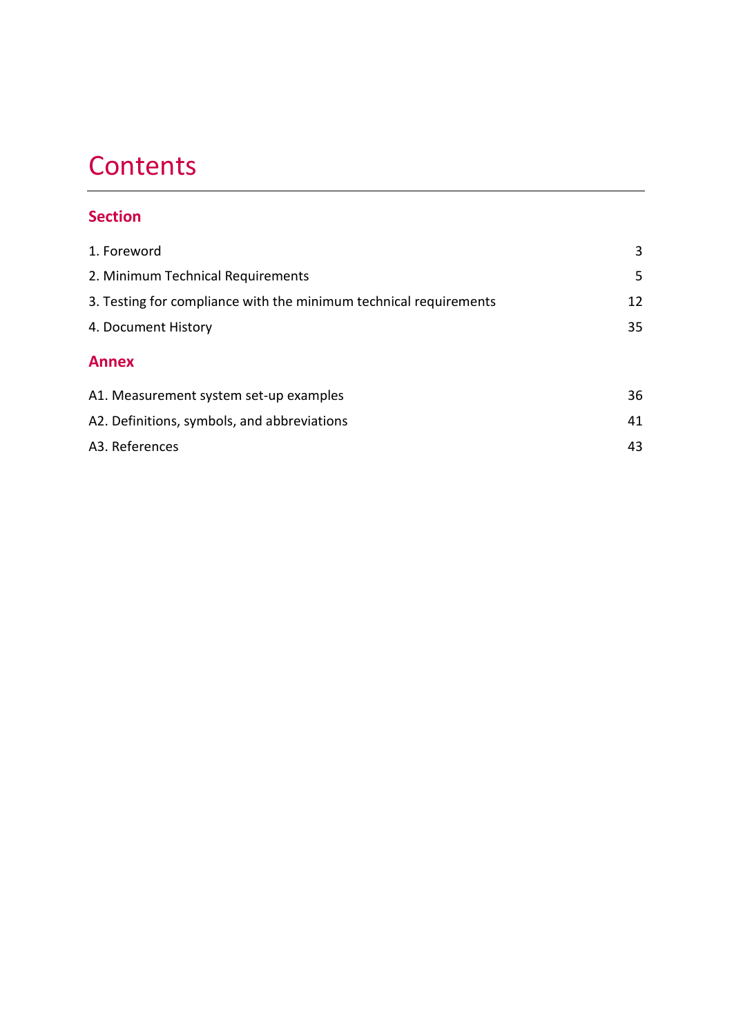# Contents

## Section

| | |
|---|---|
| 1. Foreword | 3 |
| 2. Minimum Technical Requirements | 5 |
| 3. Testing for compliance with the minimum technical requirements | 12 |
| 4. Document History | 35 |

## Annex

| | |
|---|---|
| A1. Measurement system set-up examples | 36 |
| A2. Definitions, symbols, and abbreviations | 41 |
| A3. References | 43 |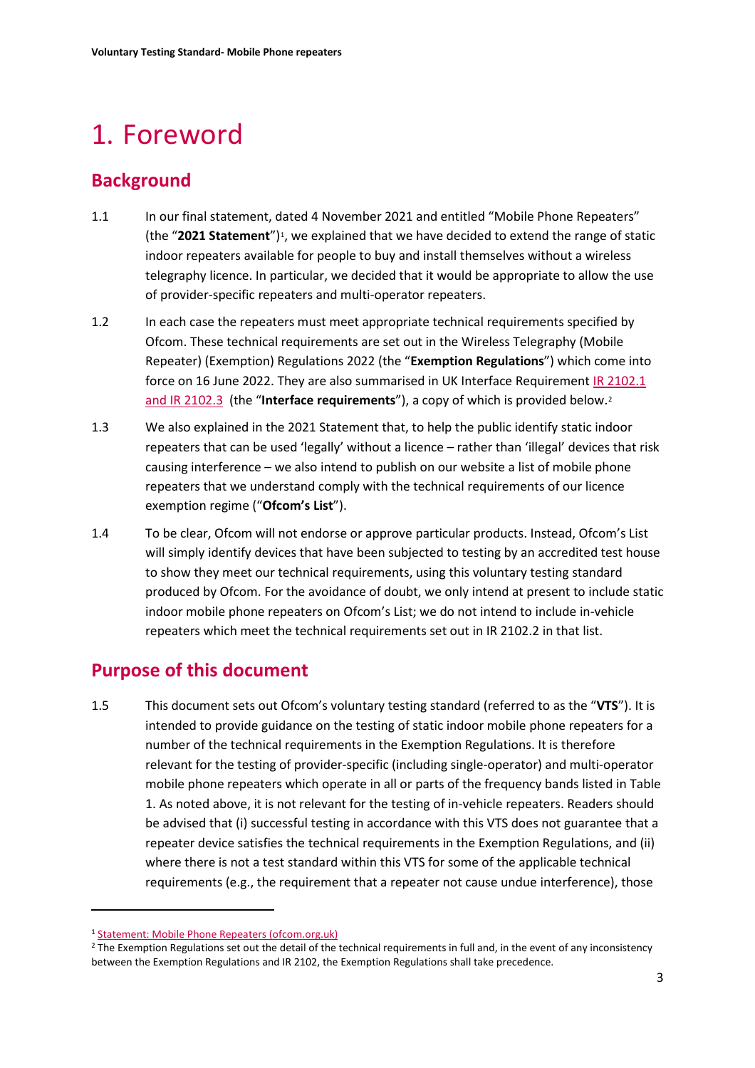# 1. Foreword

## Background

1.1 In our final statement, dated 4 November 2021 and entitled "Mobile Phone Repeaters" (the "**2021 Statement**")[1], we explained that we have decided to extend the range of static indoor repeaters available for people to buy and install themselves without a wireless telegraphy licence. In particular, we decided that it would be appropriate to allow the use of provider-specific repeaters and multi-operator repeaters.

1.2 In each case the repeaters must meet appropriate technical requirements specified by Ofcom. These technical requirements are set out in the Wireless Telegraphy (Mobile Repeater) (Exemption) Regulations 2022 (the "**Exemption Regulations**") which come into force on 16 June 2022. They are also summarised in UK Interface Requirement [IR 2102.1 and IR 2102.3](#) (the "**Interface requirements**"), a copy of which is provided below.[2]

1.3 We also explained in the 2021 Statement that, to help the public identify static indoor repeaters that can be used 'legally' without a licence – rather than 'illegal' devices that risk causing interference – we also intend to publish on our website a list of mobile phone repeaters that we understand comply with the technical requirements of our licence exemption regime ("**Ofcom's List**").

1.4 To be clear, Ofcom will not endorse or approve particular products. Instead, Ofcom's List will simply identify devices that have been subjected to testing by an accredited test house to show they meet our technical requirements, using this voluntary testing standard produced by Ofcom. For the avoidance of doubt, we only intend at present to include static indoor mobile phone repeaters on Ofcom's List; we do not intend to include in-vehicle repeaters which meet the technical requirements set out in IR 2102.2 in that list.

## Purpose of this document

1.5 This document sets out Ofcom's voluntary testing standard (referred to as the "**VTS**"). It is intended to provide guidance on the testing of static indoor mobile phone repeaters for a number of the technical requirements in the Exemption Regulations. It is therefore relevant for the testing of provider-specific (including single-operator) and multi-operator mobile phone repeaters which operate in all or parts of the frequency bands listed in Table 1. As noted above, it is not relevant for the testing of in-vehicle repeaters. Readers should be advised that (i) successful testing in accordance with this VTS does not guarantee that a repeater device satisfies the technical requirements in the Exemption Regulations, and (ii) where there is not a test standard within this VTS for some of the applicable technical requirements (e.g., the requirement that a repeater not cause undue interference), those

[1] [Statement: Mobile Phone Repeaters (ofcom.org.uk)](#)

[2] The Exemption Regulations set out the detail of the technical requirements in full and, in the event of any inconsistency between the Exemption Regulations and IR 2102, the Exemption Regulations shall take precedence.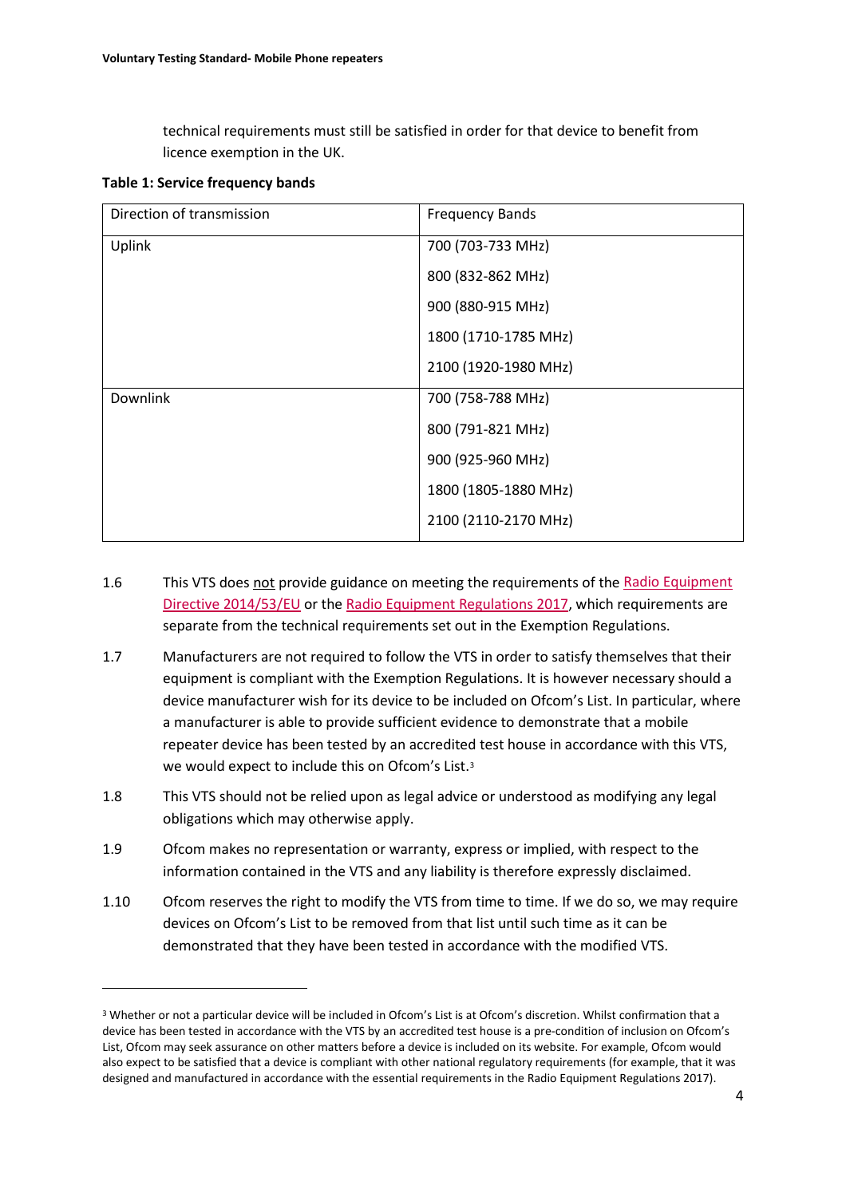technical requirements must still be satisfied in order for that device to benefit from licence exemption in the UK.

**Table 1: Service frequency bands**

| Direction of transmission | Frequency Bands |
| --- | --- |
| Uplink | 700 (703-733 MHz) |
| | 800 (832-862 MHz) |
| | 900 (880-915 MHz) |
| | 1800 (1710-1785 MHz) |
| | 2100 (1920-1980 MHz) |
| Downlink | 700 (758-788 MHz) |
| | 800 (791-821 MHz) |
| | 900 (925-960 MHz) |
| | 1800 (1805-1880 MHz) |
| | 2100 (2110-2170 MHz) |

1.6 This VTS does not provide guidance on meeting the requirements of the Radio Equipment Directive 2014/53/EU or the Radio Equipment Regulations 2017, which requirements are separate from the technical requirements set out in the Exemption Regulations.

1.7 Manufacturers are not required to follow the VTS in order to satisfy themselves that their equipment is compliant with the Exemption Regulations. It is however necessary should a device manufacturer wish for its device to be included on Ofcom's List. In particular, where a manufacturer is able to provide sufficient evidence to demonstrate that a mobile repeater device has been tested by an accredited test house in accordance with this VTS, we would expect to include this on Ofcom's List.[3]

1.8 This VTS should not be relied upon as legal advice or understood as modifying any legal obligations which may otherwise apply.

1.9 Ofcom makes no representation or warranty, express or implied, with respect to the information contained in the VTS and any liability is therefore expressly disclaimed.

1.10 Ofcom reserves the right to modify the VTS from time to time. If we do so, we may require devices on Ofcom's List to be removed from that list until such time as it can be demonstrated that they have been tested in accordance with the modified VTS.

[3] Whether or not a particular device will be included in Ofcom's List is at Ofcom's discretion. Whilst confirmation that a device has been tested in accordance with the VTS by an accredited test house is a pre-condition of inclusion on Ofcom's List, Ofcom may seek assurance on other matters before a device is included on its website. For example, Ofcom would also expect to be satisfied that a device is compliant with other national regulatory requirements (for example, that it was designed and manufactured in accordance with the essential requirements in the Radio Equipment Regulations 2017).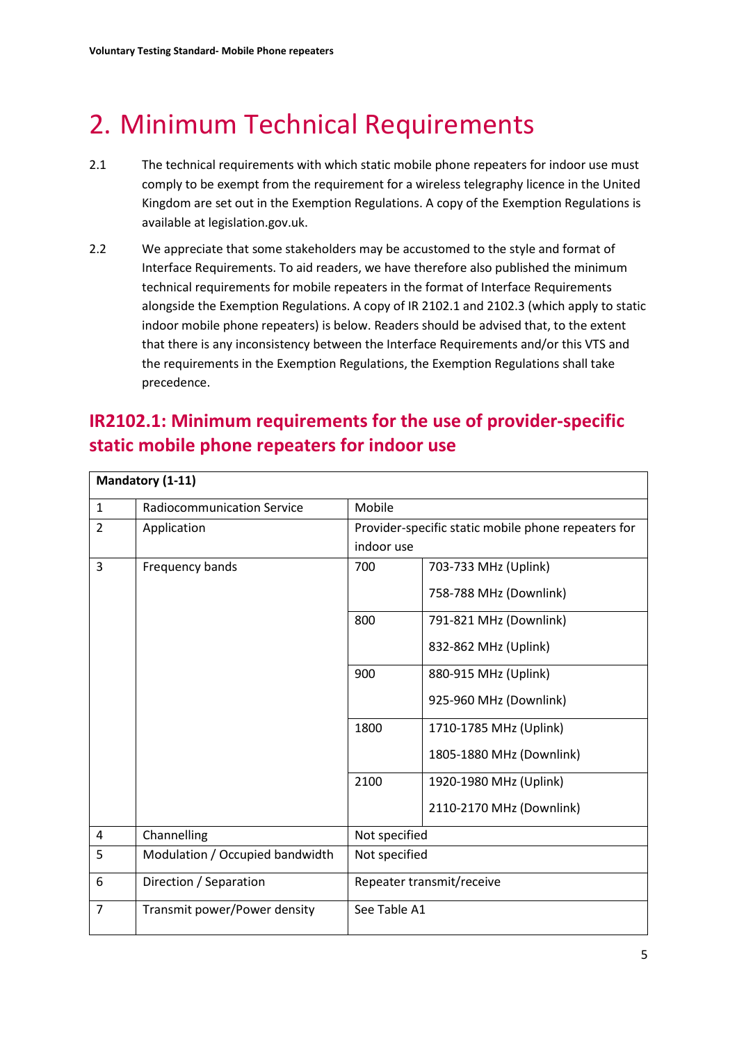# 2. Minimum Technical Requirements

2.1 The technical requirements with which static mobile phone repeaters for indoor use must comply to be exempt from the requirement for a wireless telegraphy licence in the United Kingdom are set out in the Exemption Regulations. A copy of the Exemption Regulations is available at legislation.gov.uk.

2.2 We appreciate that some stakeholders may be accustomed to the style and format of Interface Requirements. To aid readers, we have therefore also published the minimum technical requirements for mobile repeaters in the format of Interface Requirements alongside the Exemption Regulations. A copy of IR 2102.1 and 2102.3 (which apply to static indoor mobile phone repeaters) is below. Readers should be advised that, to the extent that there is any inconsistency between the Interface Requirements and/or this VTS and the requirements in the Exemption Regulations, the Exemption Regulations shall take precedence.

## IR2102.1: Minimum requirements for the use of provider-specific static mobile phone repeaters for indoor use

| **Mandatory (1-11)** | | | |
|---|---|---|---|
| 1 | Radiocommunication Service | Mobile | |
| 2 | Application | Provider-specific static mobile phone repeaters for indoor use | |
| 3 | Frequency bands | 700 | 703-733 MHz (Uplink)<br>758-788 MHz (Downlink) |
| | | 800 | 791-821 MHz (Downlink)<br>832-862 MHz (Uplink) |
| | | 900 | 880-915 MHz (Uplink)<br>925-960 MHz (Downlink) |
| | | 1800 | 1710-1785 MHz (Uplink)<br>1805-1880 MHz (Downlink) |
| | | 2100 | 1920-1980 MHz (Uplink)<br>2110-2170 MHz (Downlink) |
| 4 | Channelling | Not specified | |
| 5 | Modulation / Occupied bandwidth | Not specified | |
| 6 | Direction / Separation | Repeater transmit/receive | |
| 7 | Transmit power/Power density | See Table A1 | |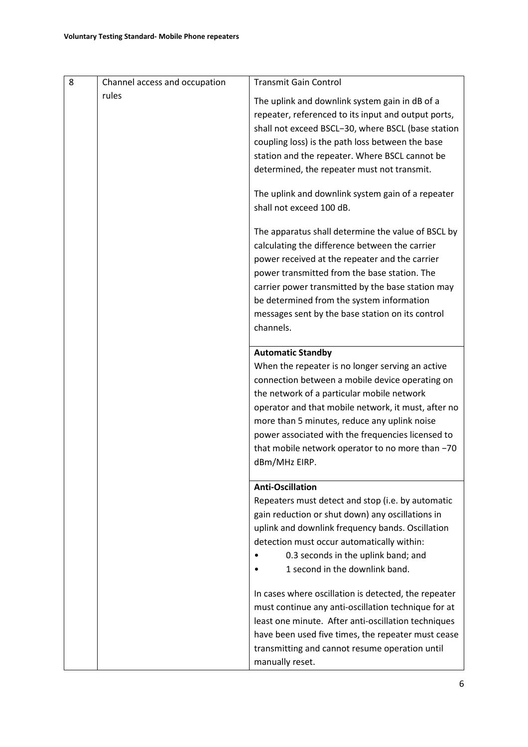| 8 | Channel access and occupation rules | Transmit Gain Control<br><br>The uplink and downlink system gain in dB of a repeater, referenced to its input and output ports, shall not exceed BSCL−30, where BSCL (base station coupling loss) is the path loss between the base station and the repeater. Where BSCL cannot be determined, the repeater must not transmit.<br><br>The uplink and downlink system gain of a repeater shall not exceed 100 dB.<br><br>The apparatus shall determine the value of BSCL by calculating the difference between the carrier power received at the repeater and the carrier power transmitted from the base station. The carrier power transmitted by the base station may be determined from the system information messages sent by the base station on its control channels. |
|---|---|---|
| | | **Automatic Standby**<br>When the repeater is no longer serving an active connection between a mobile device operating on the network of a particular mobile network operator and that mobile network, it must, after no more than 5 minutes, reduce any uplink noise power associated with the frequencies licensed to that mobile network operator to no more than −70 dBm/MHz EIRP. |
| | | **Anti-Oscillation**<br>Repeaters must detect and stop (i.e. by automatic gain reduction or shut down) any oscillations in uplink and downlink frequency bands. Oscillation detection must occur automatically within:<br>• 0.3 seconds in the uplink band; and<br>• 1 second in the downlink band.<br><br>In cases where oscillation is detected, the repeater must continue any anti-oscillation technique for at least one minute. After anti-oscillation techniques have been used five times, the repeater must cease transmitting and cannot resume operation until manually reset. |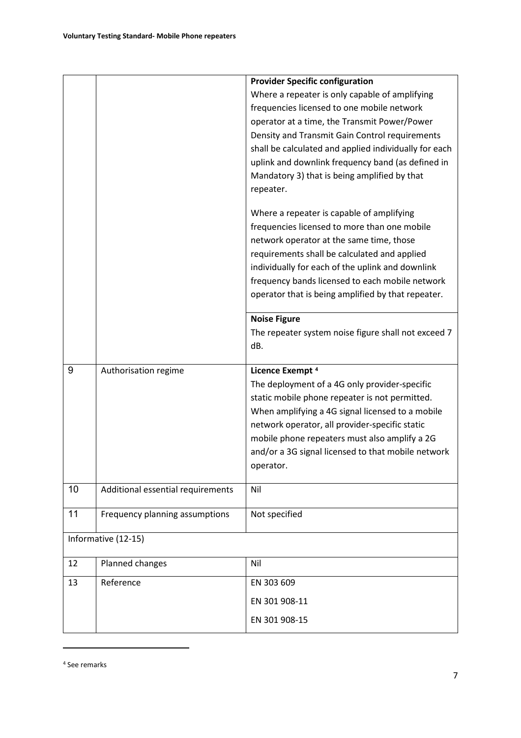| | | |
|---|---|---|
| | | **Provider Specific configuration**<br>Where a repeater is only capable of amplifying frequencies licensed to one mobile network operator at a time, the Transmit Power/Power Density and Transmit Gain Control requirements shall be calculated and applied individually for each uplink and downlink frequency band (as defined in Mandatory 3) that is being amplified by that repeater.<br><br>Where a repeater is capable of amplifying frequencies licensed to more than one mobile network operator at the same time, those requirements shall be calculated and applied individually for each of the uplink and downlink frequency bands licensed to each mobile network operator that is being amplified by that repeater. |
| | | **Noise Figure**<br>The repeater system noise figure shall not exceed 7 dB. |
| 9 | Authorisation regime | **Licence Exempt** [4]<br>The deployment of a 4G only provider-specific static mobile phone repeater is not permitted. When amplifying a 4G signal licensed to a mobile network operator, all provider-specific static mobile phone repeaters must also amplify a 2G and/or a 3G signal licensed to that mobile network operator. |
| 10 | Additional essential requirements | Nil |
| 11 | Frequency planning assumptions | Not specified |
| Informative (12-15) | | |
| 12 | Planned changes | Nil |
| 13 | Reference | EN 303 609<br>EN 301 908-11<br>EN 301 908-15 |

[4] See remarks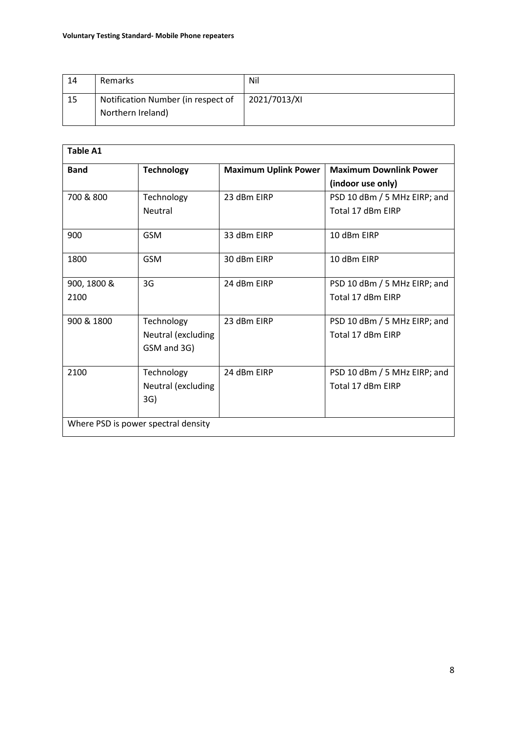| 14 | Remarks | Nil |
|---|---|---|
| 15 | Notification Number (in respect of Northern Ireland) | 2021/7013/XI |

**Table A1**

| Band | Technology | Maximum Uplink Power | Maximum Downlink Power (indoor use only) |
|---|---|---|---|
| 700 & 800 | Technology Neutral | 23 dBm EIRP | PSD 10 dBm / 5 MHz EIRP; and Total 17 dBm EIRP |
| 900 | GSM | 33 dBm EIRP | 10 dBm EIRP |
| 1800 | GSM | 30 dBm EIRP | 10 dBm EIRP |
| 900, 1800 & 2100 | 3G | 24 dBm EIRP | PSD 10 dBm / 5 MHz EIRP; and Total 17 dBm EIRP |
| 900 & 1800 | Technology Neutral (excluding GSM and 3G) | 23 dBm EIRP | PSD 10 dBm / 5 MHz EIRP; and Total 17 dBm EIRP |
| 2100 | Technology Neutral (excluding 3G) | 24 dBm EIRP | PSD 10 dBm / 5 MHz EIRP; and Total 17 dBm EIRP |

Where PSD is power spectral density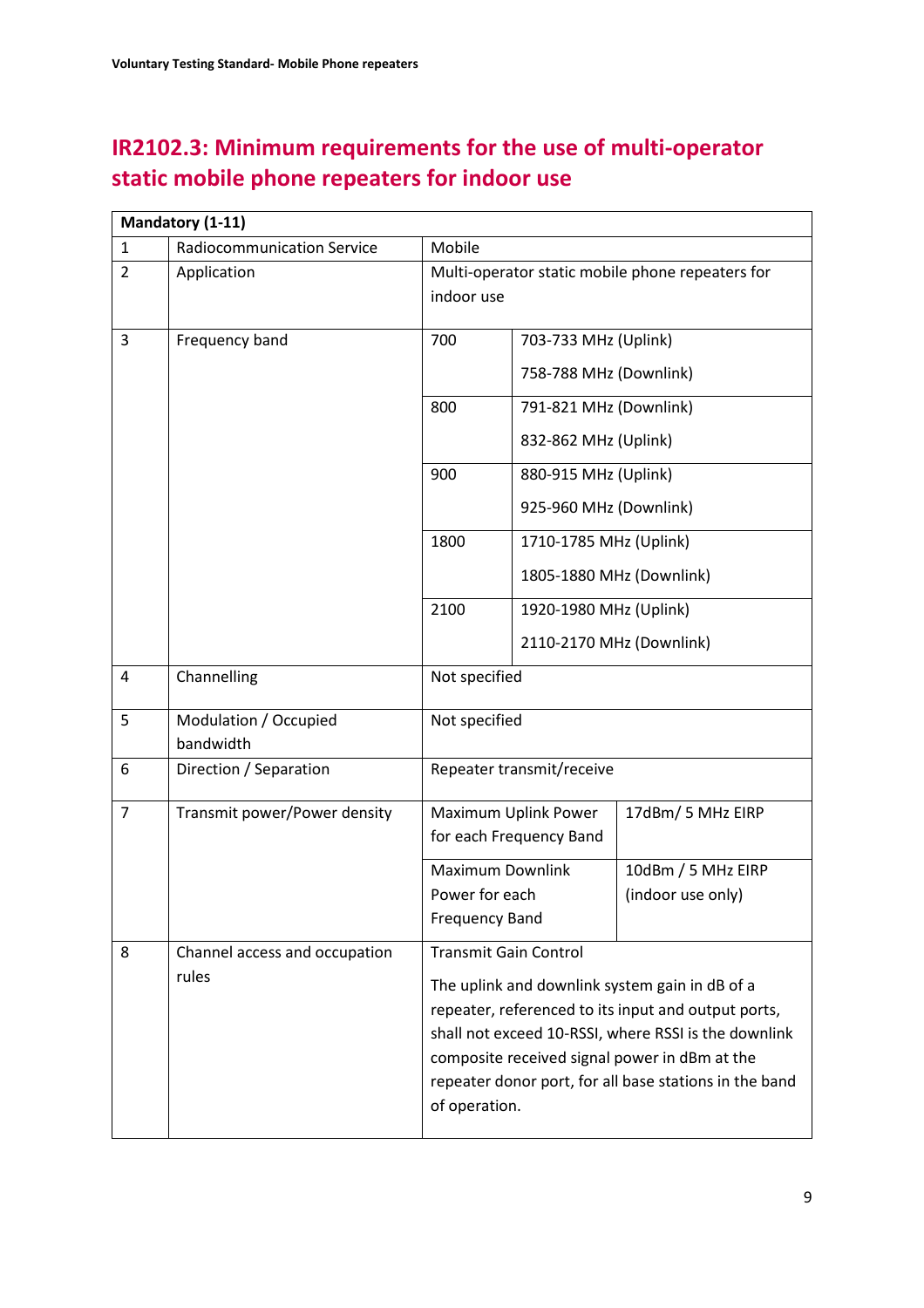## IR2102.3: Minimum requirements for the use of multi-operator static mobile phone repeaters for indoor use

| Mandatory (1-11) | | | |
|---|---|---|---|
| 1 | Radiocommunication Service | Mobile | |
| 2 | Application | Multi-operator static mobile phone repeaters for indoor use | |
| 3 | Frequency band | 700 | 703-733 MHz (Uplink)<br>758-788 MHz (Downlink) |
| | | 800 | 791-821 MHz (Downlink)<br>832-862 MHz (Uplink) |
| | | 900 | 880-915 MHz (Uplink)<br>925-960 MHz (Downlink) |
| | | 1800 | 1710-1785 MHz (Uplink)<br>1805-1880 MHz (Downlink) |
| | | 2100 | 1920-1980 MHz (Uplink)<br>2110-2170 MHz (Downlink) |
| 4 | Channelling | Not specified | |
| 5 | Modulation / Occupied bandwidth | Not specified | |
| 6 | Direction / Separation | Repeater transmit/receive | |
| 7 | Transmit power/Power density | Maximum Uplink Power for each Frequency Band | 17dBm/ 5 MHz EIRP |
| | | Maximum Downlink Power for each Frequency Band | 10dBm / 5 MHz EIRP (indoor use only) |
| 8 | Channel access and occupation rules | Transmit Gain Control<br><br>The uplink and downlink system gain in dB of a repeater, referenced to its input and output ports, shall not exceed 10-RSSI, where RSSI is the downlink composite received signal power in dBm at the repeater donor port, for all base stations in the band of operation. | |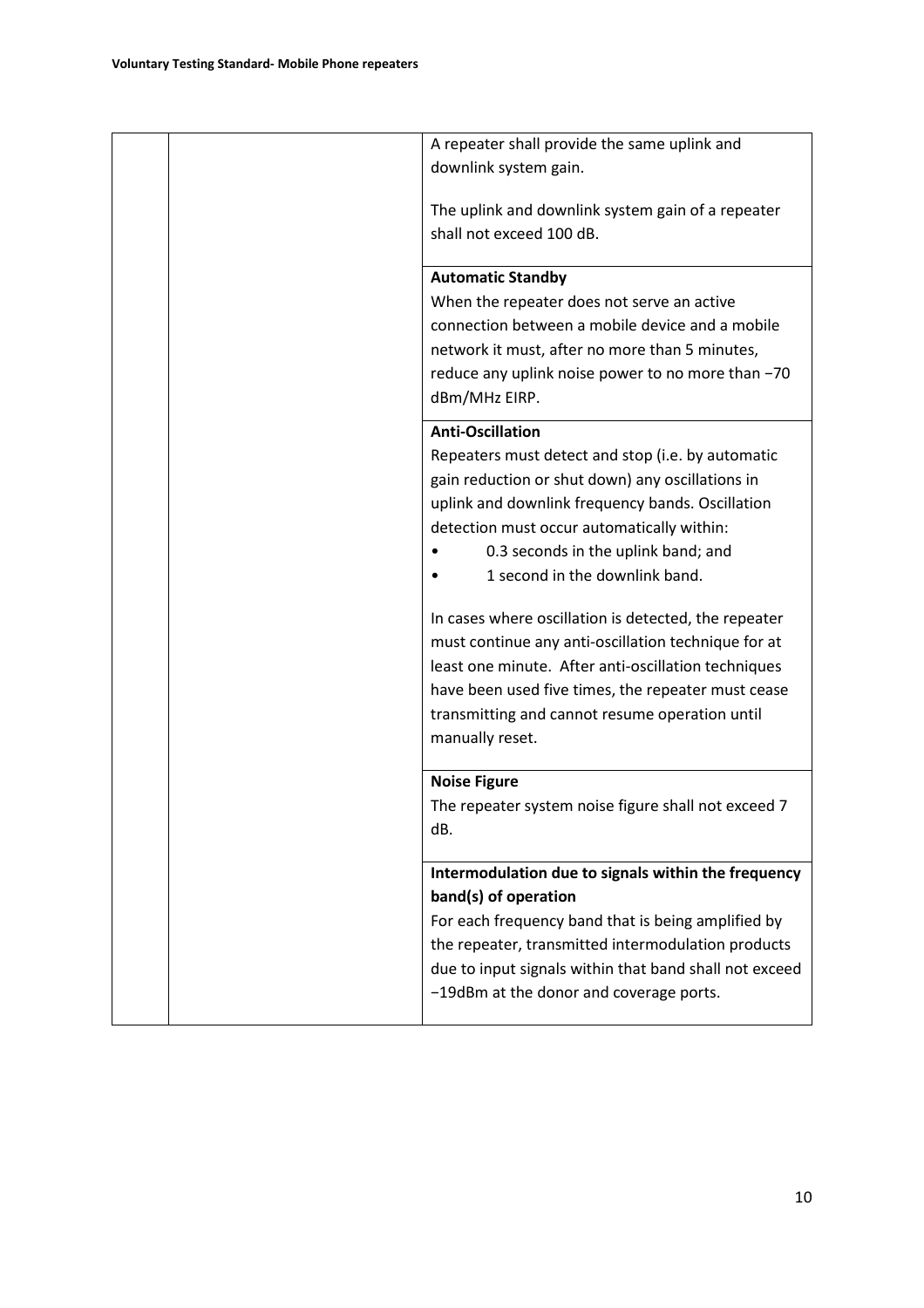|  |  |  |
|---|---|---|
|  |  | A repeater shall provide the same uplink and downlink system gain.<br><br>The uplink and downlink system gain of a repeater shall not exceed 100 dB. |
|  |  | **Automatic Standby**<br>When the repeater does not serve an active connection between a mobile device and a mobile network it must, after no more than 5 minutes, reduce any uplink noise power to no more than −70 dBm/MHz EIRP. |
|  |  | **Anti-Oscillation**<br>Repeaters must detect and stop (i.e. by automatic gain reduction or shut down) any oscillations in uplink and downlink frequency bands. Oscillation detection must occur automatically within:<br>• 0.3 seconds in the uplink band; and<br>• 1 second in the downlink band.<br><br>In cases where oscillation is detected, the repeater must continue any anti-oscillation technique for at least one minute. After anti-oscillation techniques have been used five times, the repeater must cease transmitting and cannot resume operation until manually reset. |
|  |  | **Noise Figure**<br>The repeater system noise figure shall not exceed 7 dB. |
|  |  | **Intermodulation due to signals within the frequency band(s) of operation**<br>For each frequency band that is being amplified by the repeater, transmitted intermodulation products due to input signals within that band shall not exceed −19dBm at the donor and coverage ports. |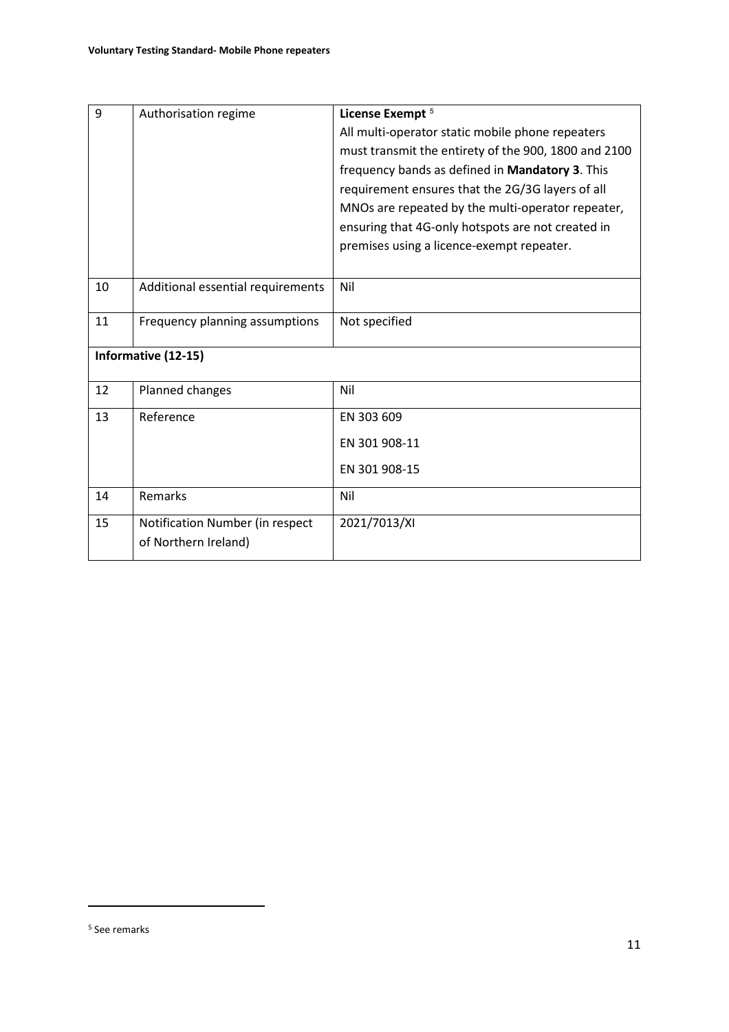| 9 | Authorisation regime | **License Exempt** [5]<br>All multi-operator static mobile phone repeaters must transmit the entirety of the 900, 1800 and 2100 frequency bands as defined in **Mandatory 3**. This requirement ensures that the 2G/3G layers of all MNOs are repeated by the multi-operator repeater, ensuring that 4G-only hotspots are not created in premises using a licence-exempt repeater. |
|---|---|---|
| 10 | Additional essential requirements | Nil |
| 11 | Frequency planning assumptions | Not specified |
| **Informative (12-15)** | | |
| 12 | Planned changes | Nil |
| 13 | Reference | EN 303 609<br>EN 301 908-11<br>EN 301 908-15 |
| 14 | Remarks | Nil |
| 15 | Notification Number (in respect of Northern Ireland) | 2021/7013/XI |

[5] See remarks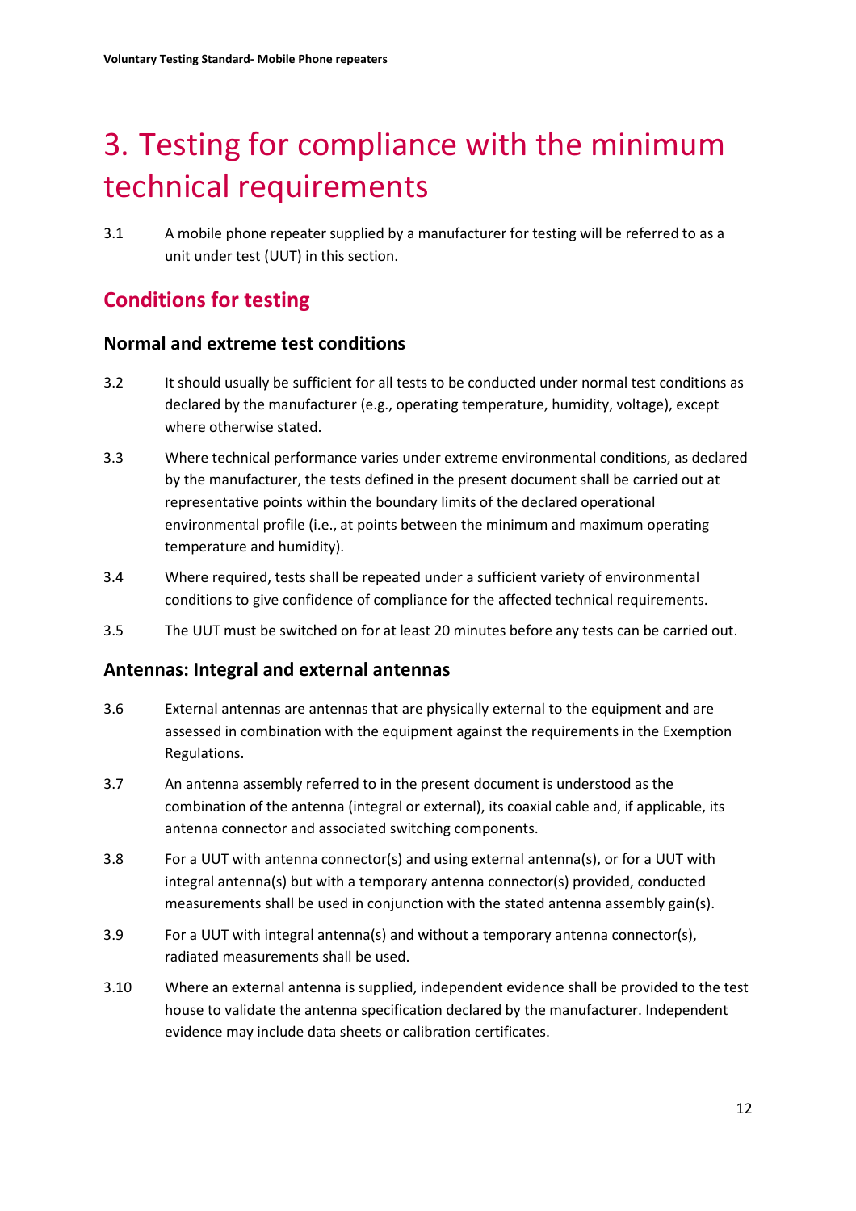# 3. Testing for compliance with the minimum technical requirements

3.1 A mobile phone repeater supplied by a manufacturer for testing will be referred to as a unit under test (UUT) in this section.

## Conditions for testing

### Normal and extreme test conditions

3.2 It should usually be sufficient for all tests to be conducted under normal test conditions as declared by the manufacturer (e.g., operating temperature, humidity, voltage), except where otherwise stated.

3.3 Where technical performance varies under extreme environmental conditions, as declared by the manufacturer, the tests defined in the present document shall be carried out at representative points within the boundary limits of the declared operational environmental profile (i.e., at points between the minimum and maximum operating temperature and humidity).

3.4 Where required, tests shall be repeated under a sufficient variety of environmental conditions to give confidence of compliance for the affected technical requirements.

3.5 The UUT must be switched on for at least 20 minutes before any tests can be carried out.

### Antennas: Integral and external antennas

3.6 External antennas are antennas that are physically external to the equipment and are assessed in combination with the equipment against the requirements in the Exemption Regulations.

3.7 An antenna assembly referred to in the present document is understood as the combination of the antenna (integral or external), its coaxial cable and, if applicable, its antenna connector and associated switching components.

3.8 For a UUT with antenna connector(s) and using external antenna(s), or for a UUT with integral antenna(s) but with a temporary antenna connector(s) provided, conducted measurements shall be used in conjunction with the stated antenna assembly gain(s).

3.9 For a UUT with integral antenna(s) and without a temporary antenna connector(s), radiated measurements shall be used.

3.10 Where an external antenna is supplied, independent evidence shall be provided to the test house to validate the antenna specification declared by the manufacturer. Independent evidence may include data sheets or calibration certificates.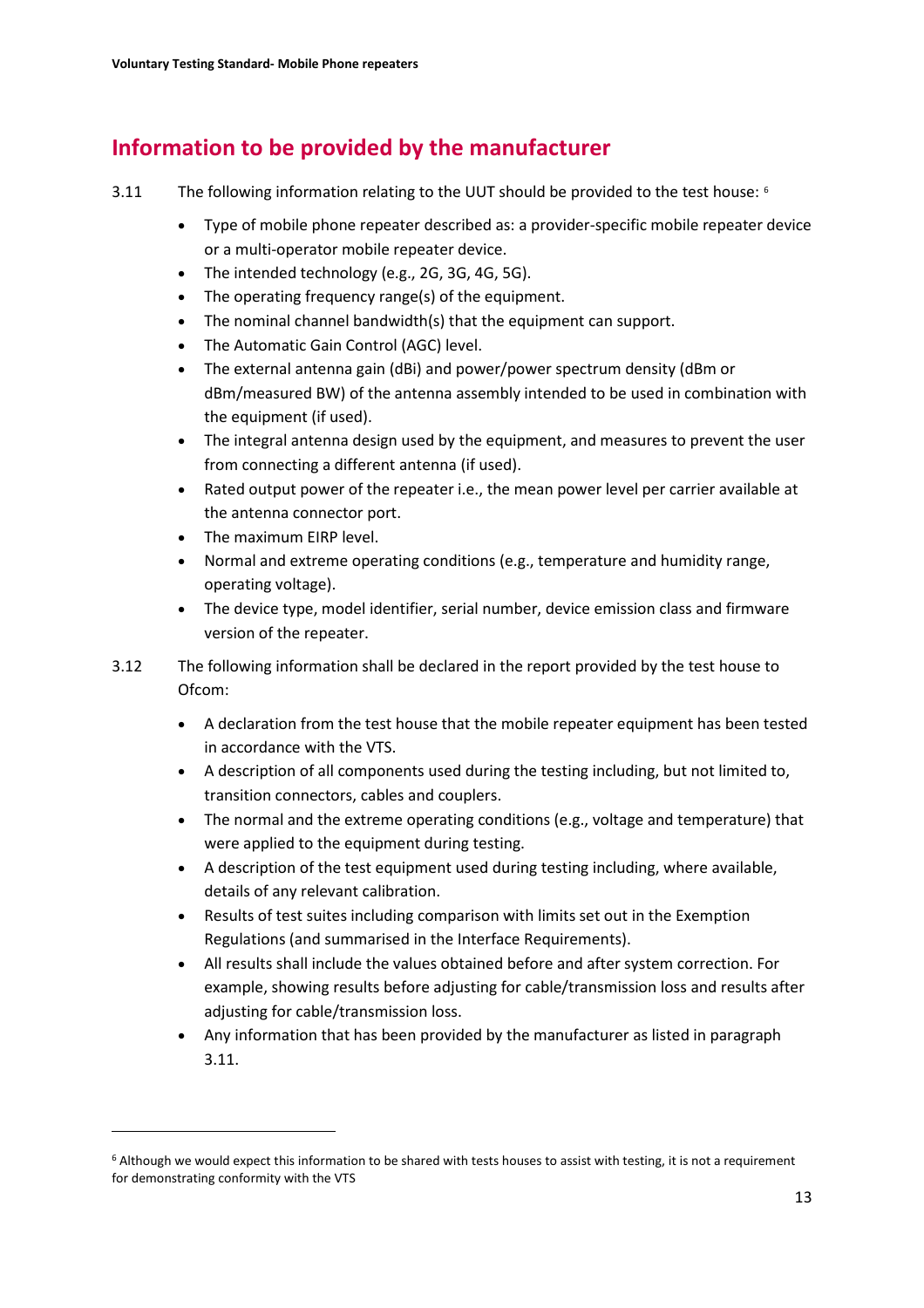## Information to be provided by the manufacturer

3.11 The following information relating to the UUT should be provided to the test house: [6]

- Type of mobile phone repeater described as: a provider-specific mobile repeater device or a multi-operator mobile repeater device.
- The intended technology (e.g., 2G, 3G, 4G, 5G).
- The operating frequency range(s) of the equipment.
- The nominal channel bandwidth(s) that the equipment can support.
- The Automatic Gain Control (AGC) level.
- The external antenna gain (dBi) and power/power spectrum density (dBm or dBm/measured BW) of the antenna assembly intended to be used in combination with the equipment (if used).
- The integral antenna design used by the equipment, and measures to prevent the user from connecting a different antenna (if used).
- Rated output power of the repeater i.e., the mean power level per carrier available at the antenna connector port.
- The maximum EIRP level.
- Normal and extreme operating conditions (e.g., temperature and humidity range, operating voltage).
- The device type, model identifier, serial number, device emission class and firmware version of the repeater.

3.12 The following information shall be declared in the report provided by the test house to Ofcom:

- A declaration from the test house that the mobile repeater equipment has been tested in accordance with the VTS.
- A description of all components used during the testing including, but not limited to, transition connectors, cables and couplers.
- The normal and the extreme operating conditions (e.g., voltage and temperature) that were applied to the equipment during testing.
- A description of the test equipment used during testing including, where available, details of any relevant calibration.
- Results of test suites including comparison with limits set out in the Exemption Regulations (and summarised in the Interface Requirements).
- All results shall include the values obtained before and after system correction. For example, showing results before adjusting for cable/transmission loss and results after adjusting for cable/transmission loss.
- Any information that has been provided by the manufacturer as listed in paragraph 3.11.

---

[6] Although we would expect this information to be shared with tests houses to assist with testing, it is not a requirement for demonstrating conformity with the VTS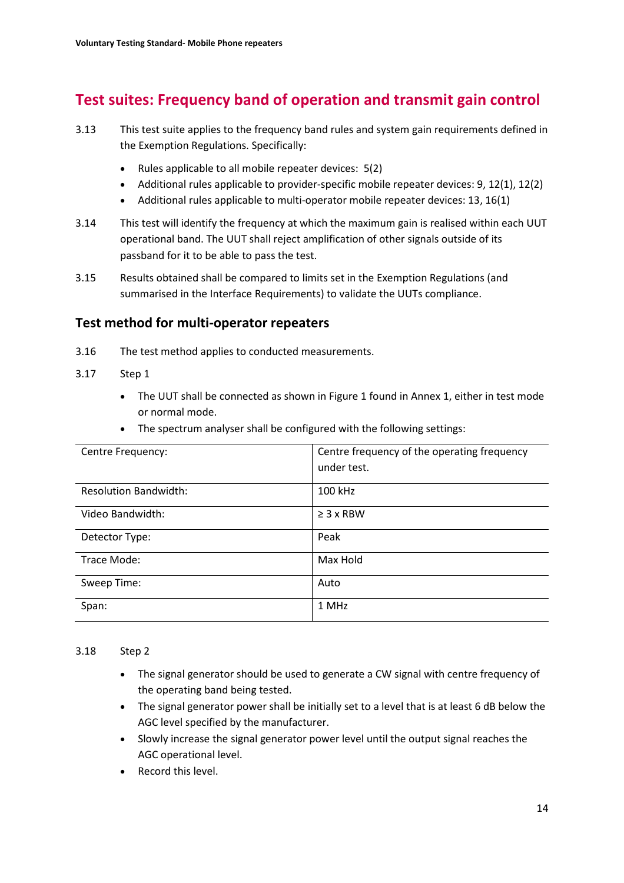## Test suites: Frequency band of operation and transmit gain control

3.13 This test suite applies to the frequency band rules and system gain requirements defined in the Exemption Regulations. Specifically:

- Rules applicable to all mobile repeater devices: 5(2)
- Additional rules applicable to provider-specific mobile repeater devices: 9, 12(1), 12(2)
- Additional rules applicable to multi-operator mobile repeater devices: 13, 16(1)

3.14 This test will identify the frequency at which the maximum gain is realised within each UUT operational band. The UUT shall reject amplification of other signals outside of its passband for it to be able to pass the test.

3.15 Results obtained shall be compared to limits set in the Exemption Regulations (and summarised in the Interface Requirements) to validate the UUTs compliance.

### Test method for multi-operator repeaters

3.16 The test method applies to conducted measurements.

3.17 Step 1

- The UUT shall be connected as shown in Figure 1 found in Annex 1, either in test mode or normal mode.
- The spectrum analyser shall be configured with the following settings:

| | |
|---|---|
| Centre Frequency: | Centre frequency of the operating frequency under test. |
| Resolution Bandwidth: | 100 kHz |
| Video Bandwidth: | ≥ 3 x RBW |
| Detector Type: | Peak |
| Trace Mode: | Max Hold |
| Sweep Time: | Auto |
| Span: | 1 MHz |

3.18 Step 2

- The signal generator should be used to generate a CW signal with centre frequency of the operating band being tested.
- The signal generator power shall be initially set to a level that is at least 6 dB below the AGC level specified by the manufacturer.
- Slowly increase the signal generator power level until the output signal reaches the AGC operational level.
- Record this level.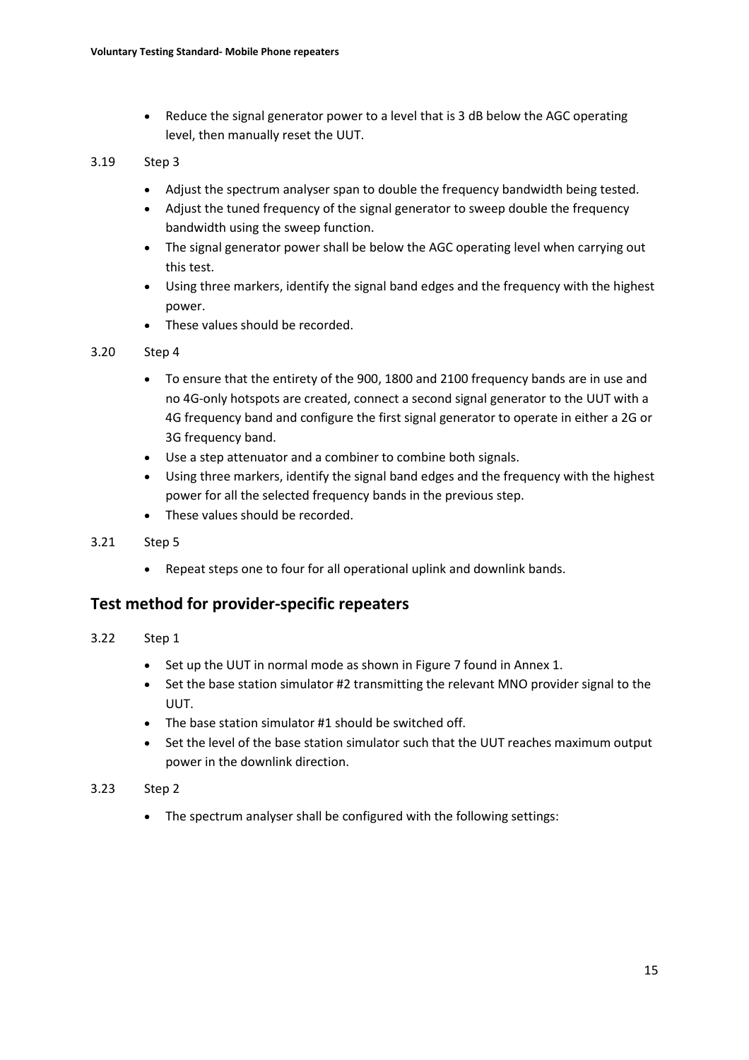- Reduce the signal generator power to a level that is 3 dB below the AGC operating level, then manually reset the UUT.

3.19 Step 3

- Adjust the spectrum analyser span to double the frequency bandwidth being tested.
- Adjust the tuned frequency of the signal generator to sweep double the frequency bandwidth using the sweep function.
- The signal generator power shall be below the AGC operating level when carrying out this test.
- Using three markers, identify the signal band edges and the frequency with the highest power.
- These values should be recorded.

3.20 Step 4

- To ensure that the entirety of the 900, 1800 and 2100 frequency bands are in use and no 4G-only hotspots are created, connect a second signal generator to the UUT with a 4G frequency band and configure the first signal generator to operate in either a 2G or 3G frequency band.
- Use a step attenuator and a combiner to combine both signals.
- Using three markers, identify the signal band edges and the frequency with the highest power for all the selected frequency bands in the previous step.
- These values should be recorded.

3.21 Step 5

- Repeat steps one to four for all operational uplink and downlink bands.

## Test method for provider-specific repeaters

3.22 Step 1

- Set up the UUT in normal mode as shown in Figure 7 found in Annex 1.
- Set the base station simulator #2 transmitting the relevant MNO provider signal to the UUT.
- The base station simulator #1 should be switched off.
- Set the level of the base station simulator such that the UUT reaches maximum output power in the downlink direction.

3.23 Step 2

- The spectrum analyser shall be configured with the following settings: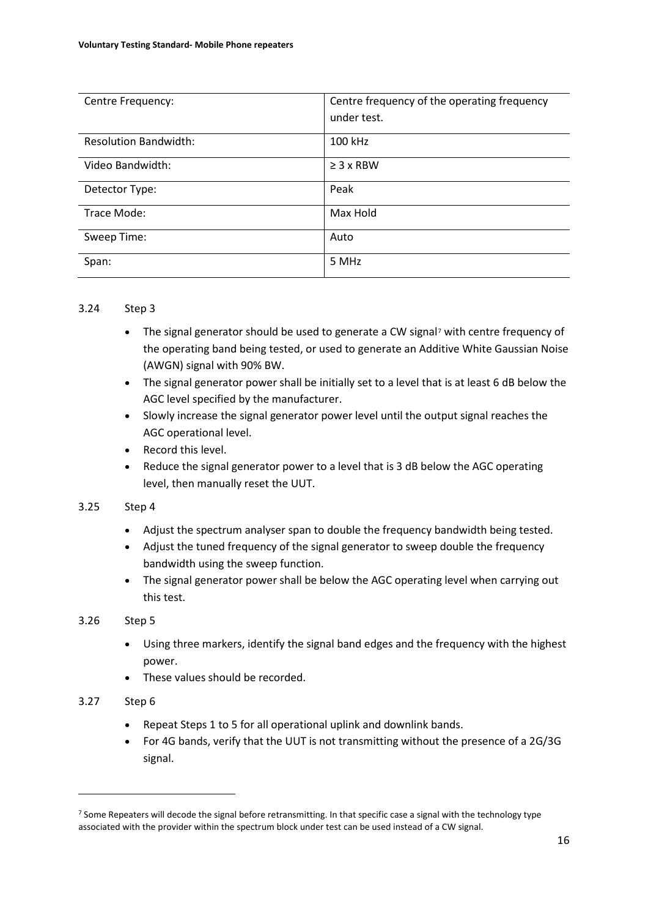| Centre Frequency: | Centre frequency of the operating frequency under test. |
|---|---|
| Resolution Bandwidth: | 100 kHz |
| Video Bandwidth: | ≥ 3 x RBW |
| Detector Type: | Peak |
| Trace Mode: | Max Hold |
| Sweep Time: | Auto |
| Span: | 5 MHz |

3.24 Step 3

- The signal generator should be used to generate a CW signal[7] with centre frequency of the operating band being tested, or used to generate an Additive White Gaussian Noise (AWGN) signal with 90% BW.
- The signal generator power shall be initially set to a level that is at least 6 dB below the AGC level specified by the manufacturer.
- Slowly increase the signal generator power level until the output signal reaches the AGC operational level.
- Record this level.
- Reduce the signal generator power to a level that is 3 dB below the AGC operating level, then manually reset the UUT.

3.25 Step 4

- Adjust the spectrum analyser span to double the frequency bandwidth being tested.
- Adjust the tuned frequency of the signal generator to sweep double the frequency bandwidth using the sweep function.
- The signal generator power shall be below the AGC operating level when carrying out this test.

3.26 Step 5

- Using three markers, identify the signal band edges and the frequency with the highest power.
- These values should be recorded.

3.27 Step 6

- Repeat Steps 1 to 5 for all operational uplink and downlink bands.
- For 4G bands, verify that the UUT is not transmitting without the presence of a 2G/3G signal.

[7] Some Repeaters will decode the signal before retransmitting. In that specific case a signal with the technology type associated with the provider within the spectrum block under test can be used instead of a CW signal.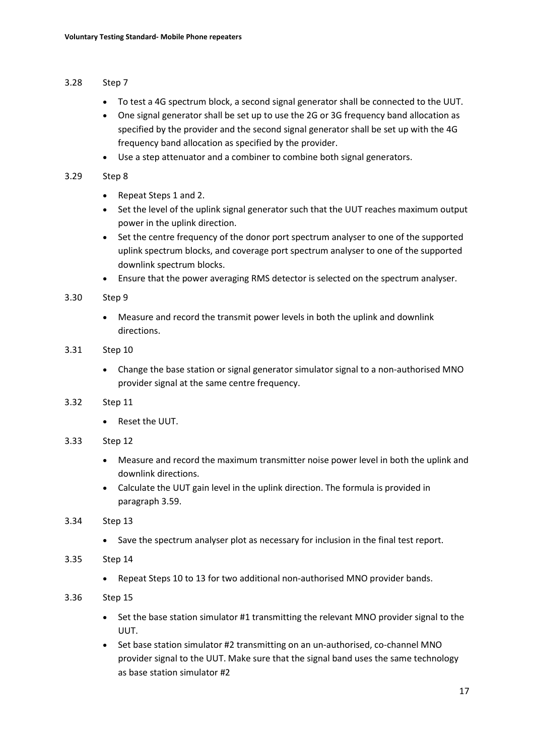3.28 Step 7

- To test a 4G spectrum block, a second signal generator shall be connected to the UUT.
- One signal generator shall be set up to use the 2G or 3G frequency band allocation as specified by the provider and the second signal generator shall be set up with the 4G frequency band allocation as specified by the provider.
- Use a step attenuator and a combiner to combine both signal generators.

3.29 Step 8

- Repeat Steps 1 and 2.
- Set the level of the uplink signal generator such that the UUT reaches maximum output power in the uplink direction.
- Set the centre frequency of the donor port spectrum analyser to one of the supported uplink spectrum blocks, and coverage port spectrum analyser to one of the supported downlink spectrum blocks.
- Ensure that the power averaging RMS detector is selected on the spectrum analyser.

3.30 Step 9

- Measure and record the transmit power levels in both the uplink and downlink directions.

3.31 Step 10

- Change the base station or signal generator simulator signal to a non-authorised MNO provider signal at the same centre frequency.

3.32 Step 11

- Reset the UUT.

3.33 Step 12

- Measure and record the maximum transmitter noise power level in both the uplink and downlink directions.
- Calculate the UUT gain level in the uplink direction. The formula is provided in paragraph 3.59.

3.34 Step 13

- Save the spectrum analyser plot as necessary for inclusion in the final test report.

3.35 Step 14

- Repeat Steps 10 to 13 for two additional non-authorised MNO provider bands.

3.36 Step 15

- Set the base station simulator #1 transmitting the relevant MNO provider signal to the UUT.
- Set base station simulator #2 transmitting on an un-authorised, co-channel MNO provider signal to the UUT. Make sure that the signal band uses the same technology as base station simulator #2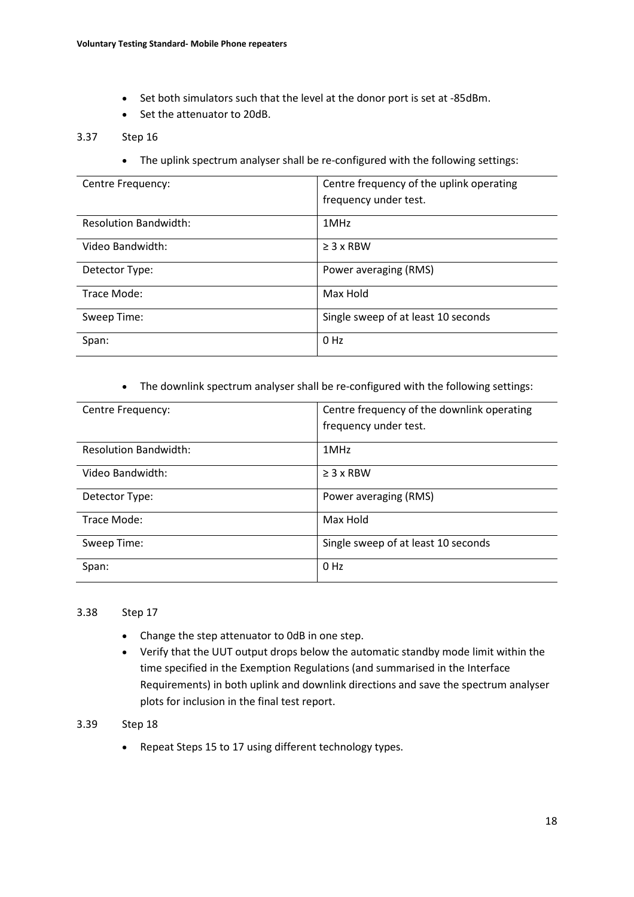- Set both simulators such that the level at the donor port is set at -85dBm.
- Set the attenuator to 20dB.

3.37 Step 16

- The uplink spectrum analyser shall be re-configured with the following settings:

| | |
|---|---|
| Centre Frequency: | Centre frequency of the uplink operating frequency under test. |
| Resolution Bandwidth: | 1MHz |
| Video Bandwidth: | ≥ 3 x RBW |
| Detector Type: | Power averaging (RMS) |
| Trace Mode: | Max Hold |
| Sweep Time: | Single sweep of at least 10 seconds |
| Span: | 0 Hz |

- The downlink spectrum analyser shall be re-configured with the following settings:

| | |
|---|---|
| Centre Frequency: | Centre frequency of the downlink operating frequency under test. |
| Resolution Bandwidth: | 1MHz |
| Video Bandwidth: | ≥ 3 x RBW |
| Detector Type: | Power averaging (RMS) |
| Trace Mode: | Max Hold |
| Sweep Time: | Single sweep of at least 10 seconds |
| Span: | 0 Hz |

3.38 Step 17

- Change the step attenuator to 0dB in one step.
- Verify that the UUT output drops below the automatic standby mode limit within the time specified in the Exemption Regulations (and summarised in the Interface Requirements) in both uplink and downlink directions and save the spectrum analyser plots for inclusion in the final test report.

3.39 Step 18

- Repeat Steps 15 to 17 using different technology types.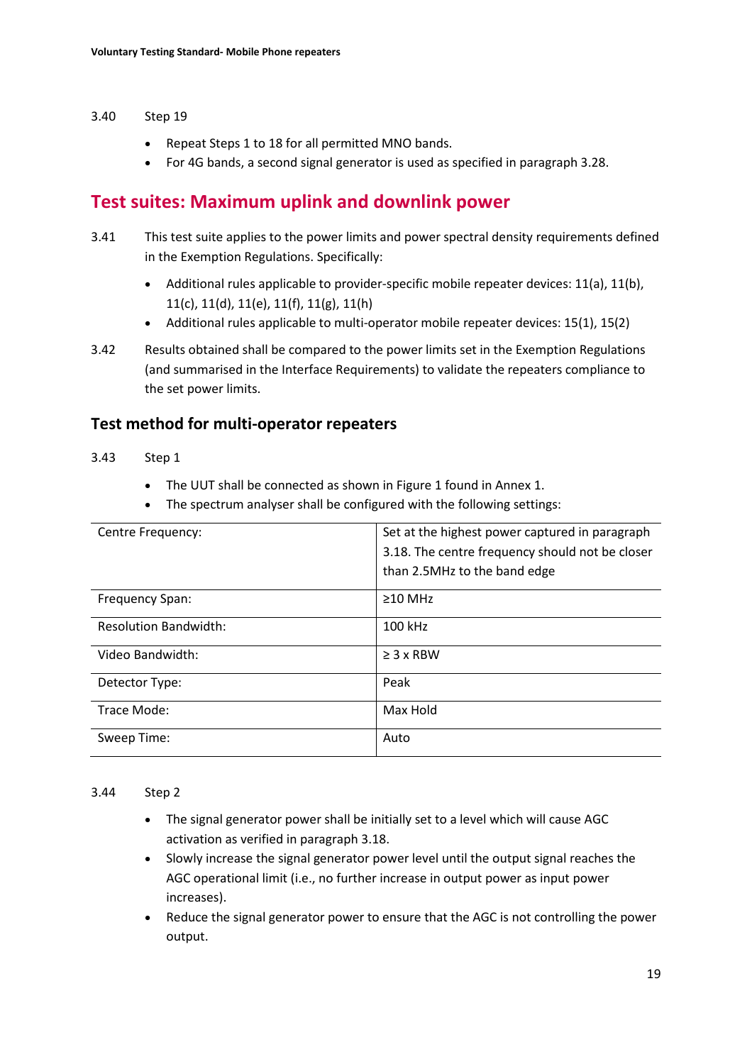3.40 Step 19

- Repeat Steps 1 to 18 for all permitted MNO bands.
- For 4G bands, a second signal generator is used as specified in paragraph 3.28.

## Test suites: Maximum uplink and downlink power

3.41 This test suite applies to the power limits and power spectral density requirements defined in the Exemption Regulations. Specifically:

- Additional rules applicable to provider-specific mobile repeater devices: 11(a), 11(b), 11(c), 11(d), 11(e), 11(f), 11(g), 11(h)
- Additional rules applicable to multi-operator mobile repeater devices: 15(1), 15(2)

3.42 Results obtained shall be compared to the power limits set in the Exemption Regulations (and summarised in the Interface Requirements) to validate the repeaters compliance to the set power limits.

### Test method for multi-operator repeaters

3.43 Step 1

- The UUT shall be connected as shown in Figure 1 found in Annex 1.
- The spectrum analyser shall be configured with the following settings:

| | |
|---|---|
| Centre Frequency: | Set at the highest power captured in paragraph 3.18. The centre frequency should not be closer than 2.5MHz to the band edge |
| Frequency Span: | ≥10 MHz |
| Resolution Bandwidth: | 100 kHz |
| Video Bandwidth: | ≥ 3 x RBW |
| Detector Type: | Peak |
| Trace Mode: | Max Hold |
| Sweep Time: | Auto |

3.44 Step 2

- The signal generator power shall be initially set to a level which will cause AGC activation as verified in paragraph 3.18.
- Slowly increase the signal generator power level until the output signal reaches the AGC operational limit (i.e., no further increase in output power as input power increases).
- Reduce the signal generator power to ensure that the AGC is not controlling the power output.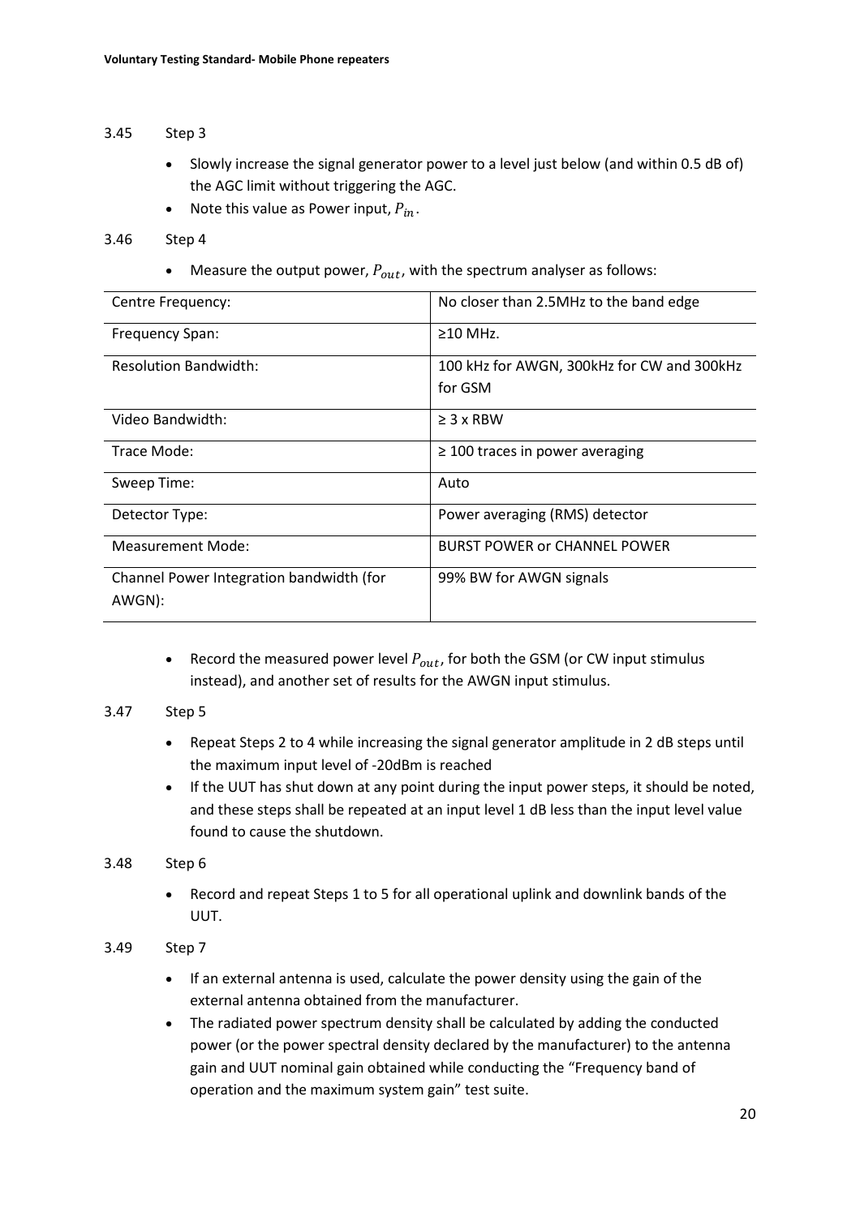3.45 Step 3

- Slowly increase the signal generator power to a level just below (and within 0.5 dB of) the AGC limit without triggering the AGC.
- Note this value as Power input, $P_{in}$.

3.46 Step 4

- Measure the output power, $P_{out}$, with the spectrum analyser as follows:

| Centre Frequency: | No closer than 2.5MHz to the band edge |
|---|---|
| Frequency Span: | ≥10 MHz. |
| Resolution Bandwidth: | 100 kHz for AWGN, 300kHz for CW and 300kHz for GSM |
| Video Bandwidth: | ≥ 3 x RBW |
| Trace Mode: | ≥ 100 traces in power averaging |
| Sweep Time: | Auto |
| Detector Type: | Power averaging (RMS) detector |
| Measurement Mode: | BURST POWER or CHANNEL POWER |
| Channel Power Integration bandwidth (for AWGN): | 99% BW for AWGN signals |

- Record the measured power level $P_{out}$, for both the GSM (or CW input stimulus instead), and another set of results for the AWGN input stimulus.

3.47 Step 5

- Repeat Steps 2 to 4 while increasing the signal generator amplitude in 2 dB steps until the maximum input level of -20dBm is reached
- If the UUT has shut down at any point during the input power steps, it should be noted, and these steps shall be repeated at an input level 1 dB less than the input level value found to cause the shutdown.

3.48 Step 6

- Record and repeat Steps 1 to 5 for all operational uplink and downlink bands of the UUT.

3.49 Step 7

- If an external antenna is used, calculate the power density using the gain of the external antenna obtained from the manufacturer.
- The radiated power spectrum density shall be calculated by adding the conducted power (or the power spectral density declared by the manufacturer) to the antenna gain and UUT nominal gain obtained while conducting the "Frequency band of operation and the maximum system gain" test suite.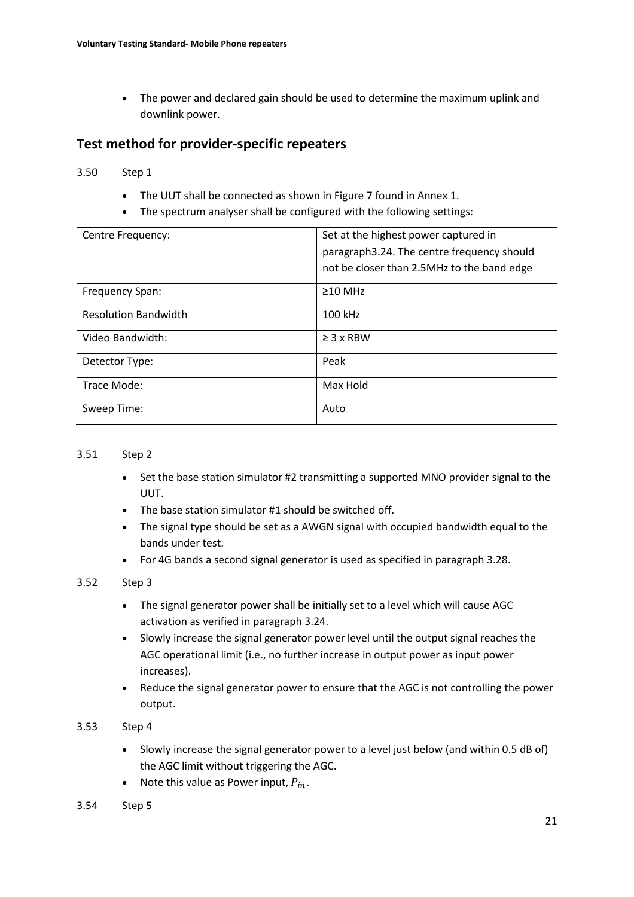- The power and declared gain should be used to determine the maximum uplink and downlink power.

## Test method for provider-specific repeaters

3.50 Step 1

- The UUT shall be connected as shown in Figure 7 found in Annex 1.
- The spectrum analyser shall be configured with the following settings:

| Centre Frequency: | Set at the highest power captured in paragraph3.24. The centre frequency should not be closer than 2.5MHz to the band edge |
|---|---|
| Frequency Span: | ≥10 MHz |
| Resolution Bandwidth | 100 kHz |
| Video Bandwidth: | ≥ 3 x RBW |
| Detector Type: | Peak |
| Trace Mode: | Max Hold |
| Sweep Time: | Auto |

3.51 Step 2

- Set the base station simulator #2 transmitting a supported MNO provider signal to the UUT.
- The base station simulator #1 should be switched off.
- The signal type should be set as a AWGN signal with occupied bandwidth equal to the bands under test.
- For 4G bands a second signal generator is used as specified in paragraph 3.28.

3.52 Step 3

- The signal generator power shall be initially set to a level which will cause AGC activation as verified in paragraph 3.24.
- Slowly increase the signal generator power level until the output signal reaches the AGC operational limit (i.e., no further increase in output power as input power increases).
- Reduce the signal generator power to ensure that the AGC is not controlling the power output.

3.53 Step 4

- Slowly increase the signal generator power to a level just below (and within 0.5 dB of) the AGC limit without triggering the AGC.
- Note this value as Power input, $P_{in}$.

3.54 Step 5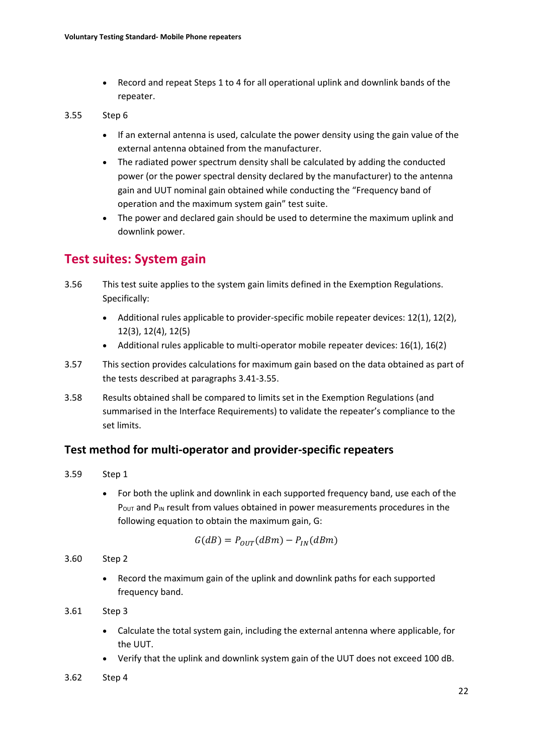- Record and repeat Steps 1 to 4 for all operational uplink and downlink bands of the repeater.

3.55 Step 6

- If an external antenna is used, calculate the power density using the gain value of the external antenna obtained from the manufacturer.
- The radiated power spectrum density shall be calculated by adding the conducted power (or the power spectral density declared by the manufacturer) to the antenna gain and UUT nominal gain obtained while conducting the "Frequency band of operation and the maximum system gain" test suite.
- The power and declared gain should be used to determine the maximum uplink and downlink power.

## Test suites: System gain

3.56 This test suite applies to the system gain limits defined in the Exemption Regulations. Specifically:

- Additional rules applicable to provider-specific mobile repeater devices: 12(1), 12(2), 12(3), 12(4), 12(5)
- Additional rules applicable to multi-operator mobile repeater devices: 16(1), 16(2)

3.57 This section provides calculations for maximum gain based on the data obtained as part of the tests described at paragraphs 3.41-3.55.

3.58 Results obtained shall be compared to limits set in the Exemption Regulations (and summarised in the Interface Requirements) to validate the repeater's compliance to the set limits.

### Test method for multi-operator and provider-specific repeaters

3.59 Step 1

- For both the uplink and downlink in each supported frequency band, use each of the $P_{OUT}$ and $P_{IN}$ result from values obtained in power measurements procedures in the following equation to obtain the maximum gain, G:

$$G(dB) = P_{OUT}(dBm) - P_{IN}(dBm)$$

3.60 Step 2

- Record the maximum gain of the uplink and downlink paths for each supported frequency band.

3.61 Step 3

- Calculate the total system gain, including the external antenna where applicable, for the UUT.
- Verify that the uplink and downlink system gain of the UUT does not exceed 100 dB.

3.62 Step 4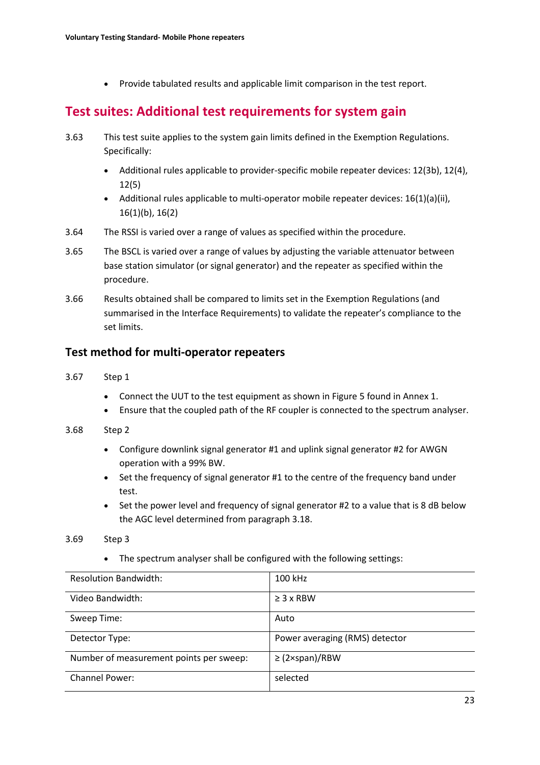- Provide tabulated results and applicable limit comparison in the test report.

## Test suites: Additional test requirements for system gain

3.63 This test suite applies to the system gain limits defined in the Exemption Regulations. Specifically:

- Additional rules applicable to provider-specific mobile repeater devices: 12(3b), 12(4), 12(5)
- Additional rules applicable to multi-operator mobile repeater devices: 16(1)(a)(ii), 16(1)(b), 16(2)

3.64 The RSSI is varied over a range of values as specified within the procedure.

3.65 The BSCL is varied over a range of values by adjusting the variable attenuator between base station simulator (or signal generator) and the repeater as specified within the procedure.

3.66 Results obtained shall be compared to limits set in the Exemption Regulations (and summarised in the Interface Requirements) to validate the repeater's compliance to the set limits.

### Test method for multi-operator repeaters

3.67 Step 1

- Connect the UUT to the test equipment as shown in Figure 5 found in Annex 1.
- Ensure that the coupled path of the RF coupler is connected to the spectrum analyser.

3.68 Step 2

- Configure downlink signal generator #1 and uplink signal generator #2 for AWGN operation with a 99% BW.
- Set the frequency of signal generator #1 to the centre of the frequency band under test.
- Set the power level and frequency of signal generator #2 to a value that is 8 dB below the AGC level determined from paragraph 3.18.

3.69 Step 3

- The spectrum analyser shall be configured with the following settings:

| Resolution Bandwidth: | 100 kHz |
|---|---|
| Video Bandwidth: | ≥ 3 x RBW |
| Sweep Time: | Auto |
| Detector Type: | Power averaging (RMS) detector |
| Number of measurement points per sweep: | ≥ (2×span)/RBW |
| Channel Power: | selected |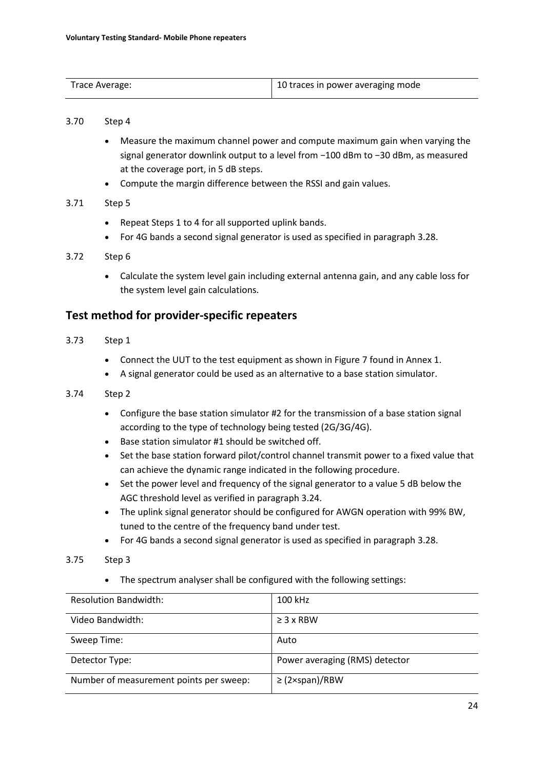| Trace Average: | 10 traces in power averaging mode |
|---|---|

3.70 Step 4

- Measure the maximum channel power and compute maximum gain when varying the signal generator downlink output to a level from −100 dBm to −30 dBm, as measured at the coverage port, in 5 dB steps.
- Compute the margin difference between the RSSI and gain values.

3.71 Step 5

- Repeat Steps 1 to 4 for all supported uplink bands.
- For 4G bands a second signal generator is used as specified in paragraph 3.28.

3.72 Step 6

- Calculate the system level gain including external antenna gain, and any cable loss for the system level gain calculations.

## Test method for provider-specific repeaters

3.73 Step 1

- Connect the UUT to the test equipment as shown in Figure 7 found in Annex 1.
- A signal generator could be used as an alternative to a base station simulator.

3.74 Step 2

- Configure the base station simulator #2 for the transmission of a base station signal according to the type of technology being tested (2G/3G/4G).
- Base station simulator #1 should be switched off.
- Set the base station forward pilot/control channel transmit power to a fixed value that can achieve the dynamic range indicated in the following procedure.
- Set the power level and frequency of the signal generator to a value 5 dB below the AGC threshold level as verified in paragraph 3.24.
- The uplink signal generator should be configured for AWGN operation with 99% BW, tuned to the centre of the frequency band under test.
- For 4G bands a second signal generator is used as specified in paragraph 3.28.

3.75 Step 3

- The spectrum analyser shall be configured with the following settings:

| Resolution Bandwidth: | 100 kHz |
|---|---|
| Video Bandwidth: | ≥ 3 x RBW |
| Sweep Time: | Auto |
| Detector Type: | Power averaging (RMS) detector |
| Number of measurement points per sweep: | ≥ (2×span)/RBW |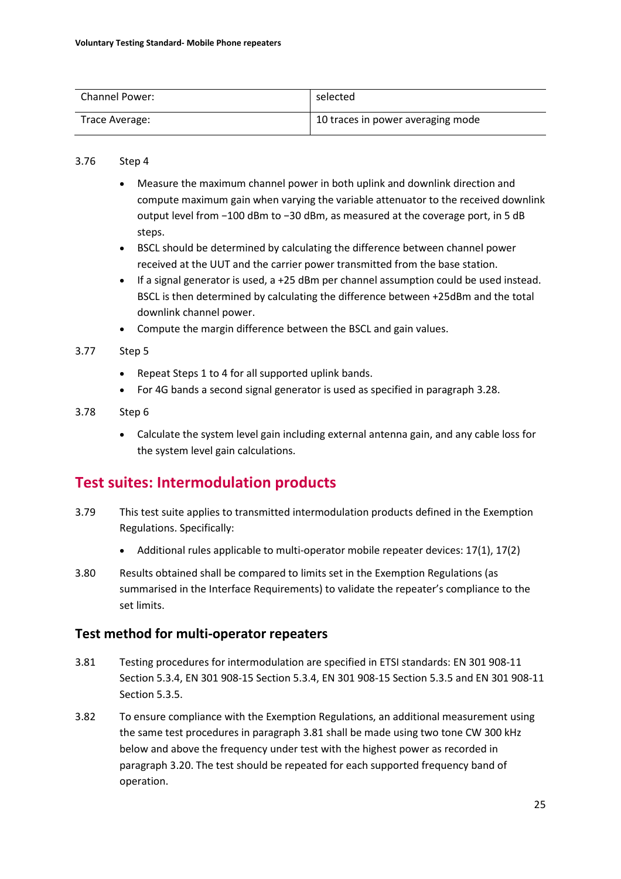| Channel Power: | selected |
| --- | --- |
| Trace Average: | 10 traces in power averaging mode |

3.76 Step 4

- Measure the maximum channel power in both uplink and downlink direction and compute maximum gain when varying the variable attenuator to the received downlink output level from −100 dBm to −30 dBm, as measured at the coverage port, in 5 dB steps.
- BSCL should be determined by calculating the difference between channel power received at the UUT and the carrier power transmitted from the base station.
- If a signal generator is used, a +25 dBm per channel assumption could be used instead. BSCL is then determined by calculating the difference between +25dBm and the total downlink channel power.
- Compute the margin difference between the BSCL and gain values.

3.77 Step 5

- Repeat Steps 1 to 4 for all supported uplink bands.
- For 4G bands a second signal generator is used as specified in paragraph 3.28.

3.78 Step 6

- Calculate the system level gain including external antenna gain, and any cable loss for the system level gain calculations.

## Test suites: Intermodulation products

3.79 This test suite applies to transmitted intermodulation products defined in the Exemption Regulations. Specifically:

- Additional rules applicable to multi-operator mobile repeater devices: 17(1), 17(2)

3.80 Results obtained shall be compared to limits set in the Exemption Regulations (as summarised in the Interface Requirements) to validate the repeater's compliance to the set limits.

### Test method for multi-operator repeaters

3.81 Testing procedures for intermodulation are specified in ETSI standards: EN 301 908-11 Section 5.3.4, EN 301 908-15 Section 5.3.4, EN 301 908-15 Section 5.3.5 and EN 301 908-11 Section 5.3.5.

3.82 To ensure compliance with the Exemption Regulations, an additional measurement using the same test procedures in paragraph 3.81 shall be made using two tone CW 300 kHz below and above the frequency under test with the highest power as recorded in paragraph 3.20. The test should be repeated for each supported frequency band of operation.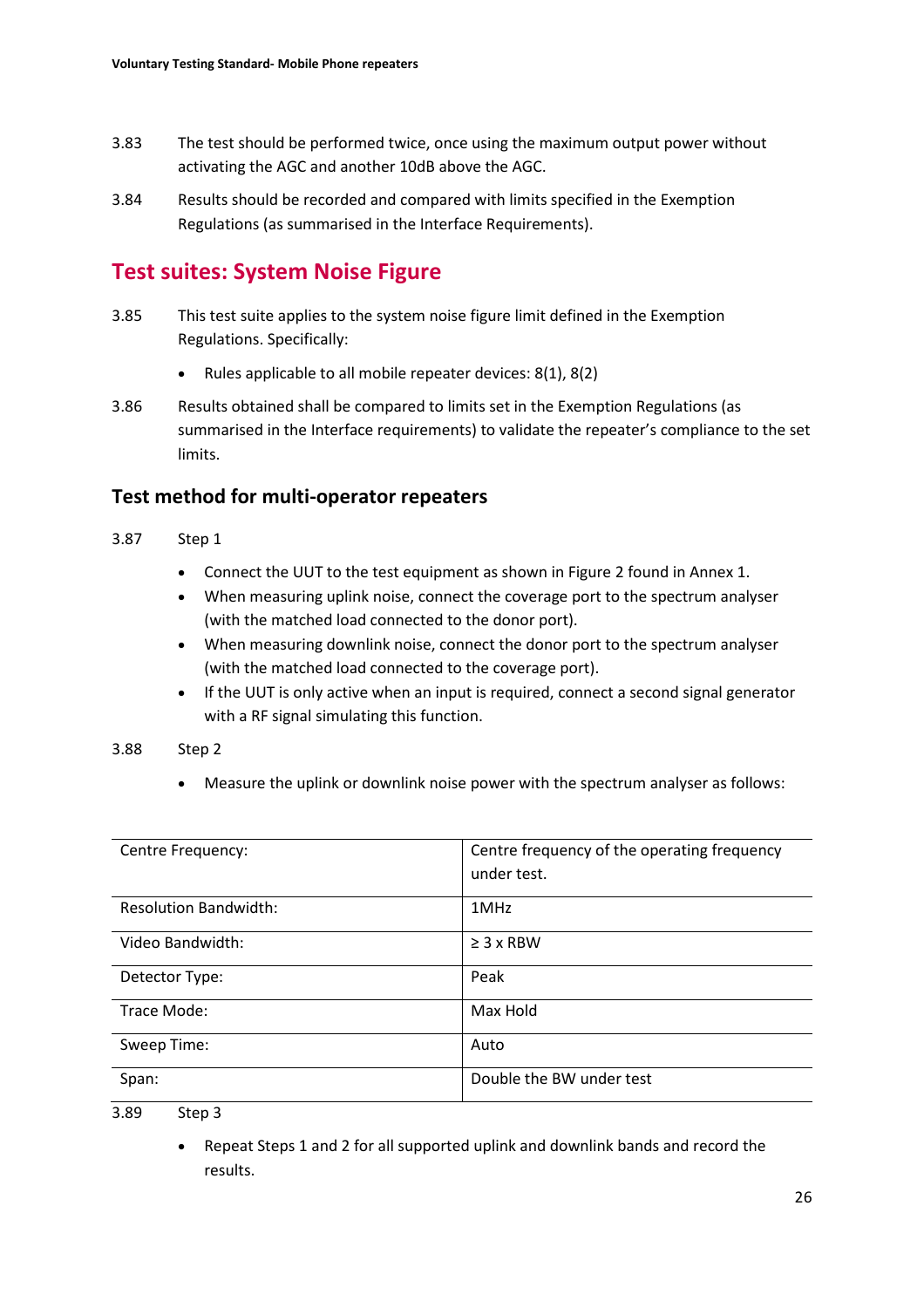3.83 The test should be performed twice, once using the maximum output power without activating the AGC and another 10dB above the AGC.

3.84 Results should be recorded and compared with limits specified in the Exemption Regulations (as summarised in the Interface Requirements).

## Test suites: System Noise Figure

3.85 This test suite applies to the system noise figure limit defined in the Exemption Regulations. Specifically:

- Rules applicable to all mobile repeater devices: 8(1), 8(2)

3.86 Results obtained shall be compared to limits set in the Exemption Regulations (as summarised in the Interface requirements) to validate the repeater's compliance to the set limits.

### Test method for multi-operator repeaters

3.87 Step 1

- Connect the UUT to the test equipment as shown in Figure 2 found in Annex 1.
- When measuring uplink noise, connect the coverage port to the spectrum analyser (with the matched load connected to the donor port).
- When measuring downlink noise, connect the donor port to the spectrum analyser (with the matched load connected to the coverage port).
- If the UUT is only active when an input is required, connect a second signal generator with a RF signal simulating this function.

3.88 Step 2

- Measure the uplink or downlink noise power with the spectrum analyser as follows:

| | |
|---|---|
| Centre Frequency: | Centre frequency of the operating frequency under test. |
| Resolution Bandwidth: | 1MHz |
| Video Bandwidth: | ≥ 3 x RBW |
| Detector Type: | Peak |
| Trace Mode: | Max Hold |
| Sweep Time: | Auto |
| Span: | Double the BW under test |

3.89 Step 3

- Repeat Steps 1 and 2 for all supported uplink and downlink bands and record the results.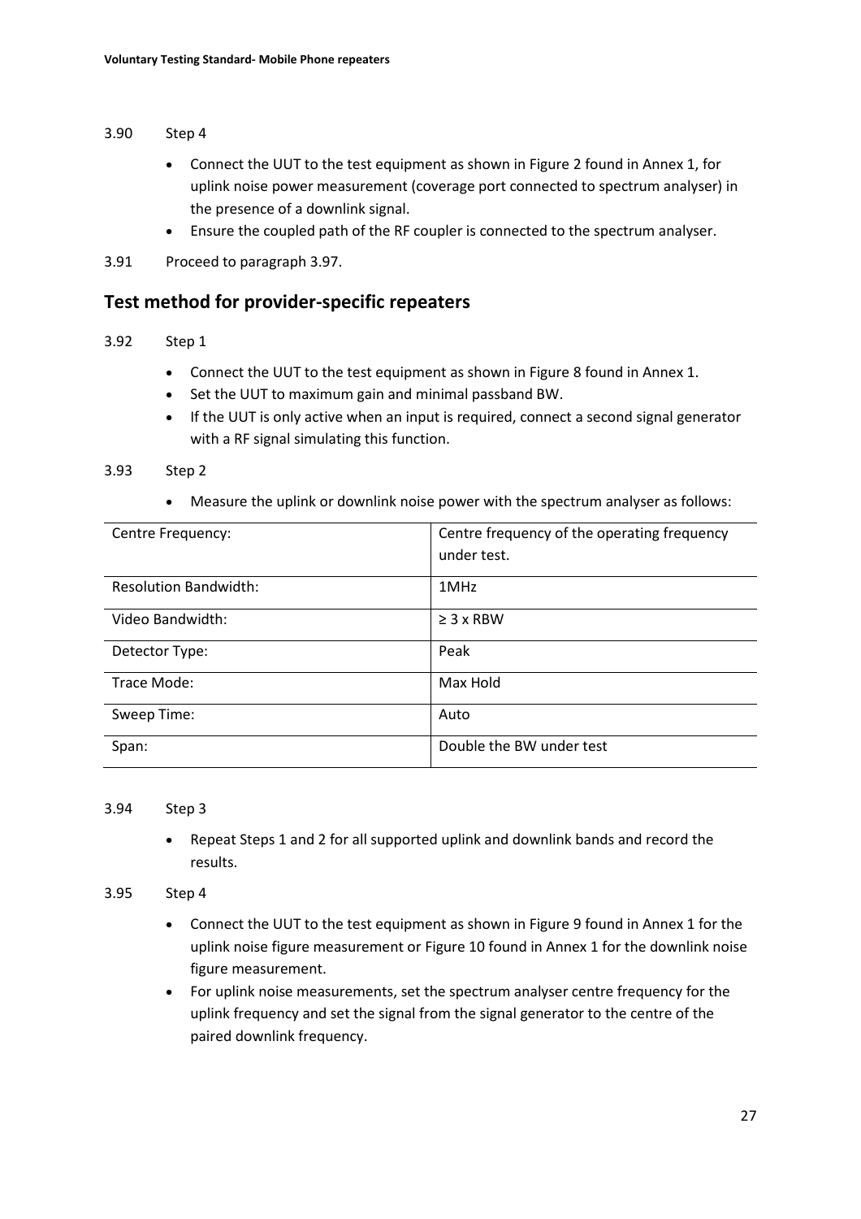3.90 Step 4

- Connect the UUT to the test equipment as shown in Figure 2 found in Annex 1, for uplink noise power measurement (coverage port connected to spectrum analyser) in the presence of a downlink signal.
- Ensure the coupled path of the RF coupler is connected to the spectrum analyser.

3.91 Proceed to paragraph 3.97.

## Test method for provider-specific repeaters

3.92 Step 1

- Connect the UUT to the test equipment as shown in Figure 8 found in Annex 1.
- Set the UUT to maximum gain and minimal passband BW.
- If the UUT is only active when an input is required, connect a second signal generator with a RF signal simulating this function.

3.93 Step 2

- Measure the uplink or downlink noise power with the spectrum analyser as follows:

| | |
|---|---|
| Centre Frequency: | Centre frequency of the operating frequency under test. |
| Resolution Bandwidth: | 1MHz |
| Video Bandwidth: | ≥ 3 x RBW |
| Detector Type: | Peak |
| Trace Mode: | Max Hold |
| Sweep Time: | Auto |
| Span: | Double the BW under test |

3.94 Step 3

- Repeat Steps 1 and 2 for all supported uplink and downlink bands and record the results.

3.95 Step 4

- Connect the UUT to the test equipment as shown in Figure 9 found in Annex 1 for the uplink noise figure measurement or Figure 10 found in Annex 1 for the downlink noise figure measurement.
- For uplink noise measurements, set the spectrum analyser centre frequency for the uplink frequency and set the signal from the signal generator to the centre of the paired downlink frequency.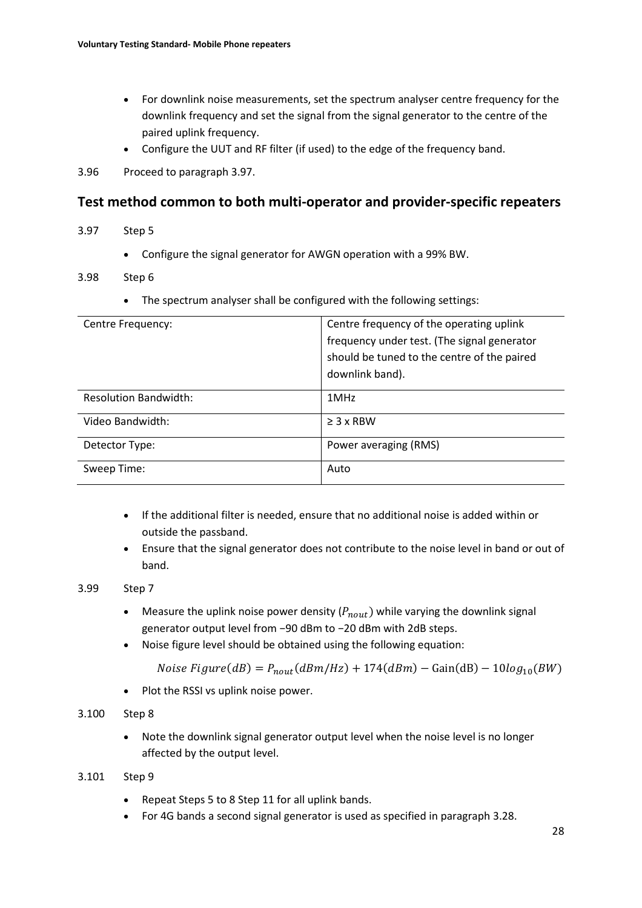- For downlink noise measurements, set the spectrum analyser centre frequency for the downlink frequency and set the signal from the signal generator to the centre of the paired uplink frequency.
- Configure the UUT and RF filter (if used) to the edge of the frequency band.

3.96 Proceed to paragraph 3.97.

## Test method common to both multi-operator and provider-specific repeaters

3.97 Step 5

- Configure the signal generator for AWGN operation with a 99% BW.

3.98 Step 6

- The spectrum analyser shall be configured with the following settings:

| Centre Frequency: | Centre frequency of the operating uplink frequency under test. (The signal generator should be tuned to the centre of the paired downlink band). |
|---|---|
| Resolution Bandwidth: | 1MHz |
| Video Bandwidth: | ≥ 3 x RBW |
| Detector Type: | Power averaging (RMS) |
| Sweep Time: | Auto |

- If the additional filter is needed, ensure that no additional noise is added within or outside the passband.
- Ensure that the signal generator does not contribute to the noise level in band or out of band.

3.99 Step 7

- Measure the uplink noise power density ($P_{nout}$) while varying the downlink signal generator output level from −90 dBm to −20 dBm with 2dB steps.
- Noise figure level should be obtained using the following equation:

$$Noise\ Figure(dB) = P_{nout}(dBm/Hz) + 174(dBm) - \text{Gain(dB)} - 10log_{10}(BW)$$

- Plot the RSSI vs uplink noise power.

3.100 Step 8

- Note the downlink signal generator output level when the noise level is no longer affected by the output level.

3.101 Step 9

- Repeat Steps 5 to 8 Step 11 for all uplink bands.
- For 4G bands a second signal generator is used as specified in paragraph 3.28.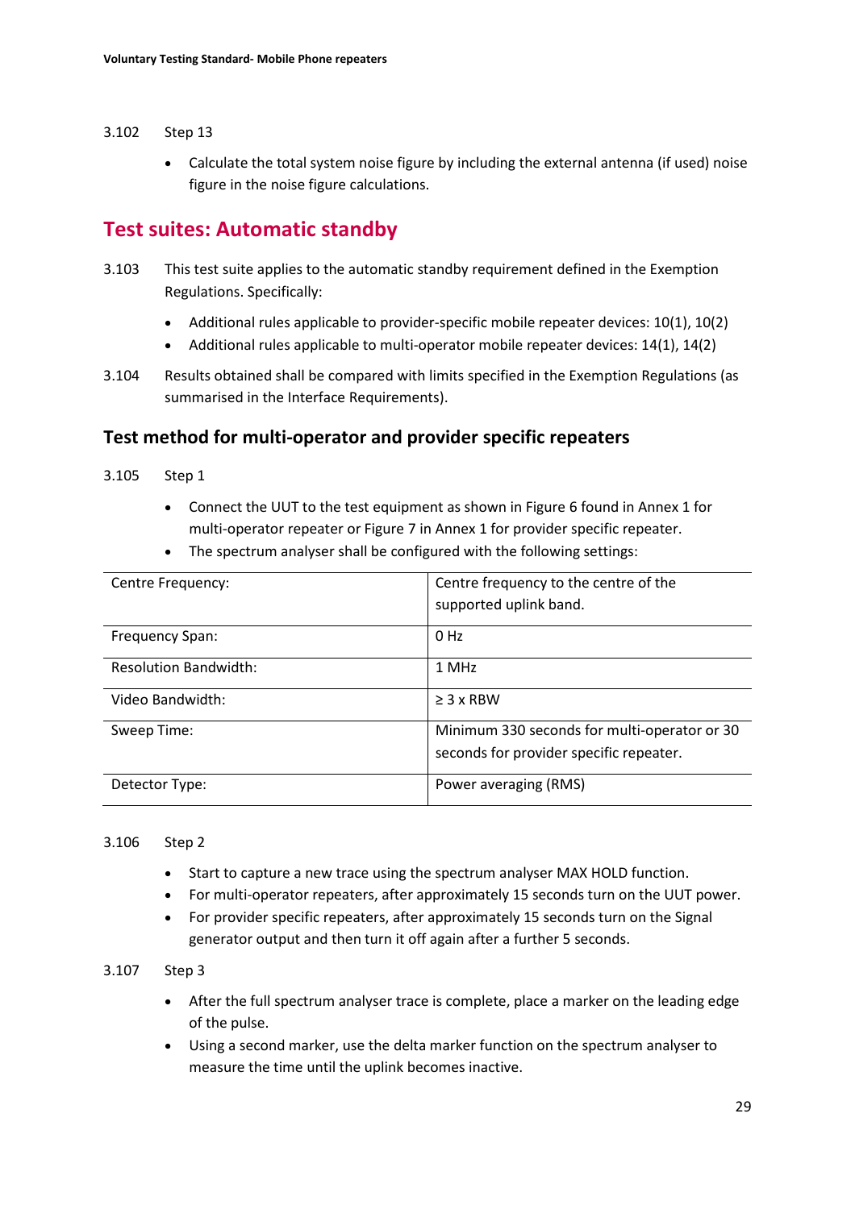3.102 Step 13

- Calculate the total system noise figure by including the external antenna (if used) noise figure in the noise figure calculations.

## Test suites: Automatic standby

3.103 This test suite applies to the automatic standby requirement defined in the Exemption Regulations. Specifically:

- Additional rules applicable to provider-specific mobile repeater devices: 10(1), 10(2)
- Additional rules applicable to multi-operator mobile repeater devices: 14(1), 14(2)

3.104 Results obtained shall be compared with limits specified in the Exemption Regulations (as summarised in the Interface Requirements).

### Test method for multi-operator and provider specific repeaters

3.105 Step 1

- Connect the UUT to the test equipment as shown in Figure 6 found in Annex 1 for multi-operator repeater or Figure 7 in Annex 1 for provider specific repeater.
- The spectrum analyser shall be configured with the following settings:

| | |
|---|---|
| Centre Frequency: | Centre frequency to the centre of the supported uplink band. |
| Frequency Span: | 0 Hz |
| Resolution Bandwidth: | 1 MHz |
| Video Bandwidth: | ≥ 3 x RBW |
| Sweep Time: | Minimum 330 seconds for multi-operator or 30 seconds for provider specific repeater. |
| Detector Type: | Power averaging (RMS) |

3.106 Step 2

- Start to capture a new trace using the spectrum analyser MAX HOLD function.
- For multi-operator repeaters, after approximately 15 seconds turn on the UUT power.
- For provider specific repeaters, after approximately 15 seconds turn on the Signal generator output and then turn it off again after a further 5 seconds.

3.107 Step 3

- After the full spectrum analyser trace is complete, place a marker on the leading edge of the pulse.
- Using a second marker, use the delta marker function on the spectrum analyser to measure the time until the uplink becomes inactive.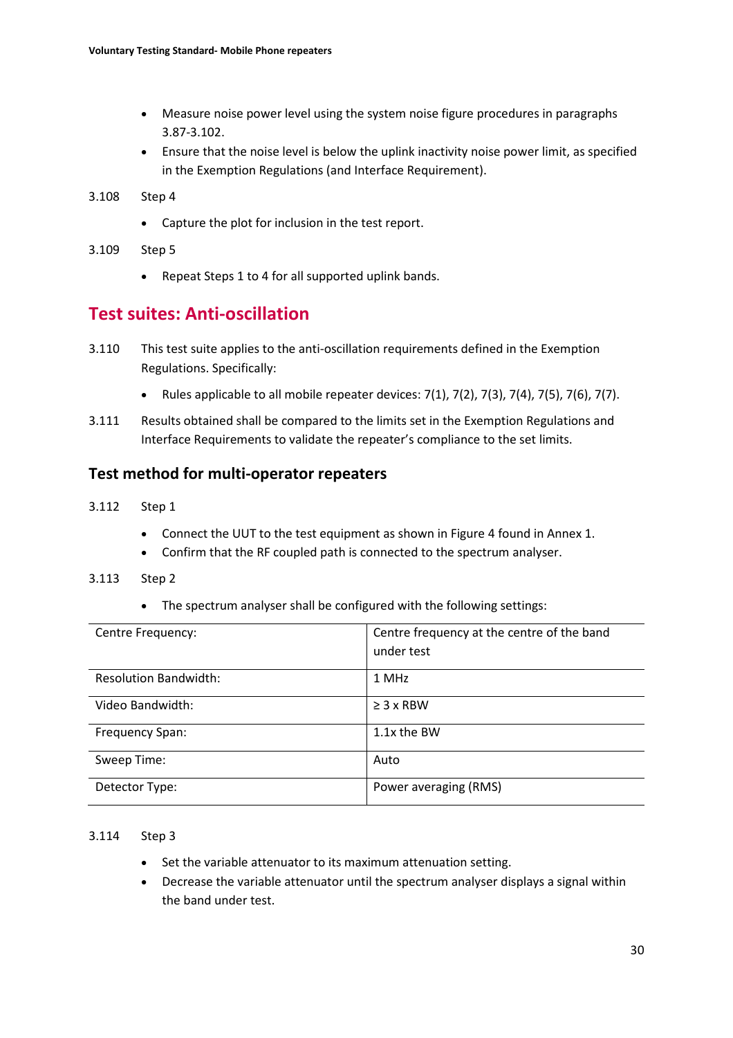- Measure noise power level using the system noise figure procedures in paragraphs 3.87-3.102.
- Ensure that the noise level is below the uplink inactivity noise power limit, as specified in the Exemption Regulations (and Interface Requirement).

3.108 Step 4

- Capture the plot for inclusion in the test report.

3.109 Step 5

- Repeat Steps 1 to 4 for all supported uplink bands.

## Test suites: Anti-oscillation

3.110 This test suite applies to the anti-oscillation requirements defined in the Exemption Regulations. Specifically:

- Rules applicable to all mobile repeater devices: 7(1), 7(2), 7(3), 7(4), 7(5), 7(6), 7(7).

3.111 Results obtained shall be compared to the limits set in the Exemption Regulations and Interface Requirements to validate the repeater's compliance to the set limits.

### Test method for multi-operator repeaters

3.112 Step 1

- Connect the UUT to the test equipment as shown in Figure 4 found in Annex 1.
- Confirm that the RF coupled path is connected to the spectrum analyser.

3.113 Step 2

- The spectrum analyser shall be configured with the following settings:

| | |
|---|---|
| Centre Frequency: | Centre frequency at the centre of the band under test |
| Resolution Bandwidth: | 1 MHz |
| Video Bandwidth: | ≥ 3 x RBW |
| Frequency Span: | 1.1x the BW |
| Sweep Time: | Auto |
| Detector Type: | Power averaging (RMS) |

3.114 Step 3

- Set the variable attenuator to its maximum attenuation setting.
- Decrease the variable attenuator until the spectrum analyser displays a signal within the band under test.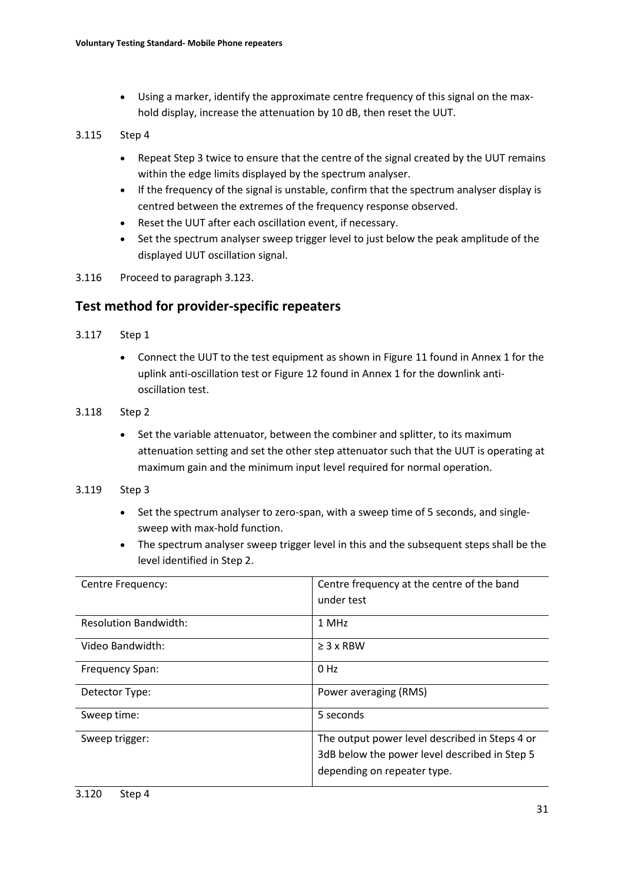- Using a marker, identify the approximate centre frequency of this signal on the max-hold display, increase the attenuation by 10 dB, then reset the UUT.

3.115 Step 4

- Repeat Step 3 twice to ensure that the centre of the signal created by the UUT remains within the edge limits displayed by the spectrum analyser.
- If the frequency of the signal is unstable, confirm that the spectrum analyser display is centred between the extremes of the frequency response observed.
- Reset the UUT after each oscillation event, if necessary.
- Set the spectrum analyser sweep trigger level to just below the peak amplitude of the displayed UUT oscillation signal.

3.116 Proceed to paragraph 3.123.

## Test method for provider-specific repeaters

3.117 Step 1

- Connect the UUT to the test equipment as shown in Figure 11 found in Annex 1 for the uplink anti-oscillation test or Figure 12 found in Annex 1 for the downlink anti-oscillation test.

3.118 Step 2

- Set the variable attenuator, between the combiner and splitter, to its maximum attenuation setting and set the other step attenuator such that the UUT is operating at maximum gain and the minimum input level required for normal operation.

3.119 Step 3

- Set the spectrum analyser to zero-span, with a sweep time of 5 seconds, and single-sweep with max-hold function.
- The spectrum analyser sweep trigger level in this and the subsequent steps shall be the level identified in Step 2.

| | |
|---|---|
| Centre Frequency: | Centre frequency at the centre of the band under test |
| Resolution Bandwidth: | 1 MHz |
| Video Bandwidth: | ≥ 3 x RBW |
| Frequency Span: | 0 Hz |
| Detector Type: | Power averaging (RMS) |
| Sweep time: | 5 seconds |
| Sweep trigger: | The output power level described in Steps 4 or 3dB below the power level described in Step 5 depending on repeater type. |

3.120 Step 4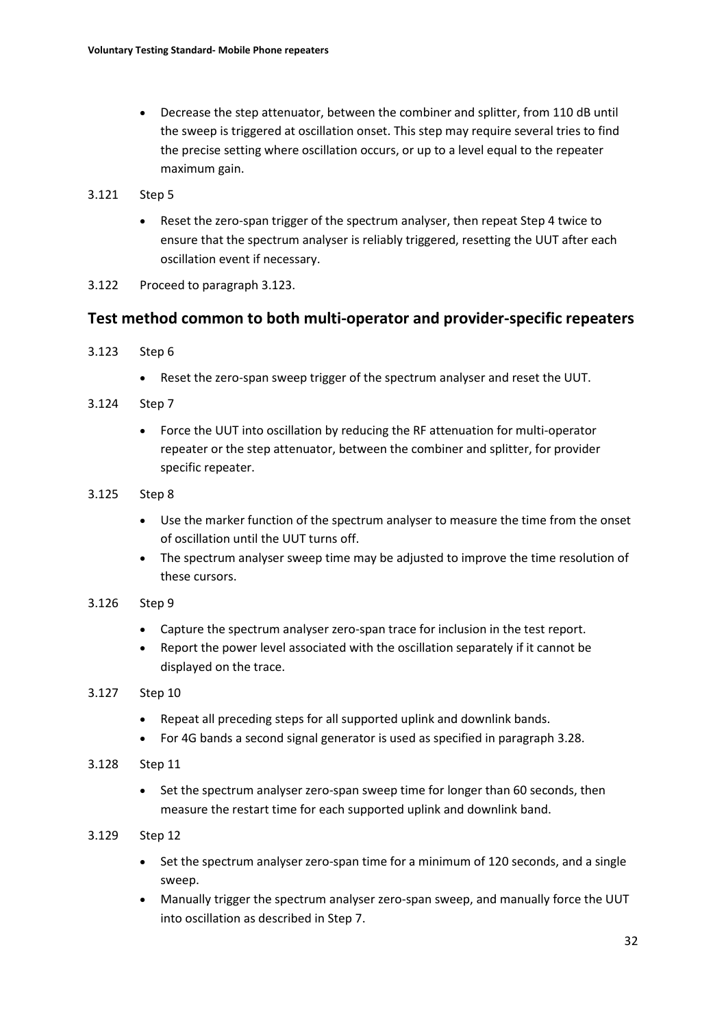- Decrease the step attenuator, between the combiner and splitter, from 110 dB until the sweep is triggered at oscillation onset. This step may require several tries to find the precise setting where oscillation occurs, or up to a level equal to the repeater maximum gain.

3.121 Step 5

- Reset the zero-span trigger of the spectrum analyser, then repeat Step 4 twice to ensure that the spectrum analyser is reliably triggered, resetting the UUT after each oscillation event if necessary.

3.122 Proceed to paragraph 3.123.

## Test method common to both multi-operator and provider-specific repeaters

3.123 Step 6

- Reset the zero-span sweep trigger of the spectrum analyser and reset the UUT.

3.124 Step 7

- Force the UUT into oscillation by reducing the RF attenuation for multi-operator repeater or the step attenuator, between the combiner and splitter, for provider specific repeater.

3.125 Step 8

- Use the marker function of the spectrum analyser to measure the time from the onset of oscillation until the UUT turns off.
- The spectrum analyser sweep time may be adjusted to improve the time resolution of these cursors.

3.126 Step 9

- Capture the spectrum analyser zero-span trace for inclusion in the test report.
- Report the power level associated with the oscillation separately if it cannot be displayed on the trace.

3.127 Step 10

- Repeat all preceding steps for all supported uplink and downlink bands.
- For 4G bands a second signal generator is used as specified in paragraph 3.28.

3.128 Step 11

- Set the spectrum analyser zero-span sweep time for longer than 60 seconds, then measure the restart time for each supported uplink and downlink band.

3.129 Step 12

- Set the spectrum analyser zero-span time for a minimum of 120 seconds, and a single sweep.
- Manually trigger the spectrum analyser zero-span sweep, and manually force the UUT into oscillation as described in Step 7.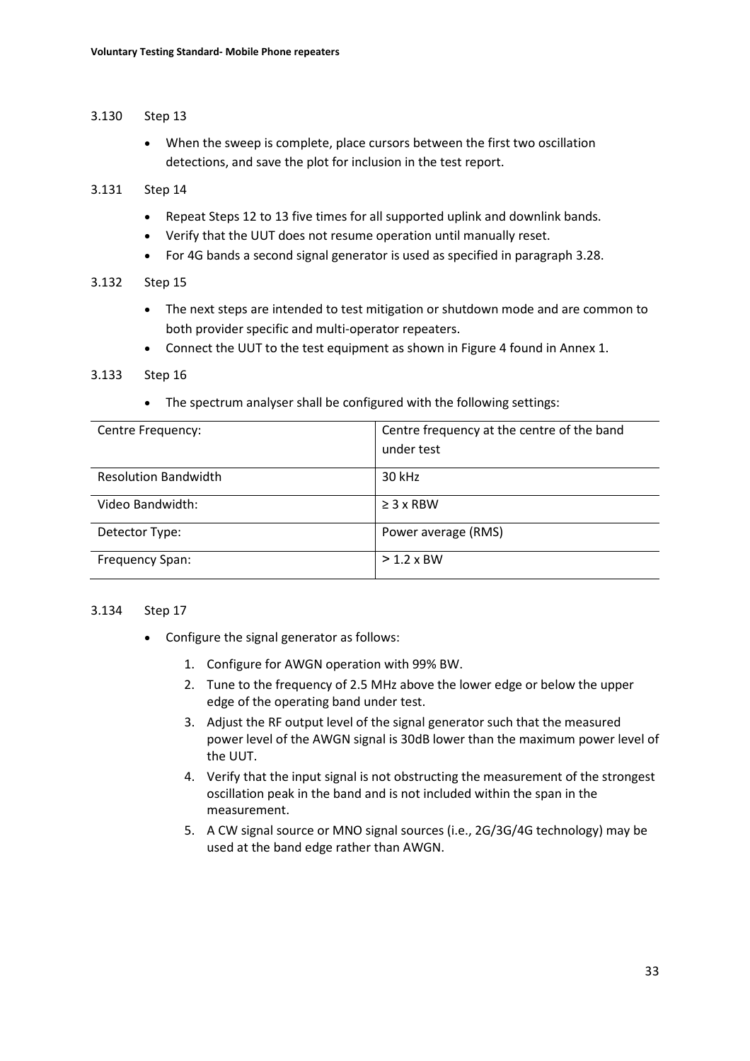3.130 Step 13

- When the sweep is complete, place cursors between the first two oscillation detections, and save the plot for inclusion in the test report.

3.131 Step 14

- Repeat Steps 12 to 13 five times for all supported uplink and downlink bands.
- Verify that the UUT does not resume operation until manually reset.
- For 4G bands a second signal generator is used as specified in paragraph 3.28.

3.132 Step 15

- The next steps are intended to test mitigation or shutdown mode and are common to both provider specific and multi-operator repeaters.
- Connect the UUT to the test equipment as shown in Figure 4 found in Annex 1.

3.133 Step 16

- The spectrum analyser shall be configured with the following settings:

| Centre Frequency: | Centre frequency at the centre of the band under test |
|---|---|
| Resolution Bandwidth | 30 kHz |
| Video Bandwidth: | ≥ 3 x RBW |
| Detector Type: | Power average (RMS) |
| Frequency Span: | > 1.2 x BW |

3.134 Step 17

- Configure the signal generator as follows:
    1. Configure for AWGN operation with 99% BW.
    2. Tune to the frequency of 2.5 MHz above the lower edge or below the upper edge of the operating band under test.
    3. Adjust the RF output level of the signal generator such that the measured power level of the AWGN signal is 30dB lower than the maximum power level of the UUT.
    4. Verify that the input signal is not obstructing the measurement of the strongest oscillation peak in the band and is not included within the span in the measurement.
    5. A CW signal source or MNO signal sources (i.e., 2G/3G/4G technology) may be used at the band edge rather than AWGN.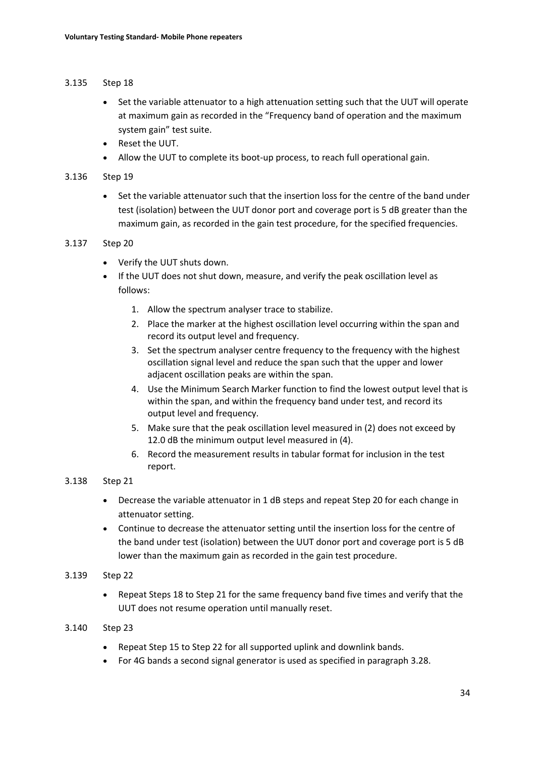3.135 Step 18

- Set the variable attenuator to a high attenuation setting such that the UUT will operate at maximum gain as recorded in the "Frequency band of operation and the maximum system gain" test suite.
- Reset the UUT.
- Allow the UUT to complete its boot-up process, to reach full operational gain.

3.136 Step 19

- Set the variable attenuator such that the insertion loss for the centre of the band under test (isolation) between the UUT donor port and coverage port is 5 dB greater than the maximum gain, as recorded in the gain test procedure, for the specified frequencies.

3.137 Step 20

- Verify the UUT shuts down.
- If the UUT does not shut down, measure, and verify the peak oscillation level as follows:
    1. Allow the spectrum analyser trace to stabilize.
    2. Place the marker at the highest oscillation level occurring within the span and record its output level and frequency.
    3. Set the spectrum analyser centre frequency to the frequency with the highest oscillation signal level and reduce the span such that the upper and lower adjacent oscillation peaks are within the span.
    4. Use the Minimum Search Marker function to find the lowest output level that is within the span, and within the frequency band under test, and record its output level and frequency.
    5. Make sure that the peak oscillation level measured in (2) does not exceed by 12.0 dB the minimum output level measured in (4).
    6. Record the measurement results in tabular format for inclusion in the test report.

3.138 Step 21

- Decrease the variable attenuator in 1 dB steps and repeat Step 20 for each change in attenuator setting.
- Continue to decrease the attenuator setting until the insertion loss for the centre of the band under test (isolation) between the UUT donor port and coverage port is 5 dB lower than the maximum gain as recorded in the gain test procedure.

3.139 Step 22

- Repeat Steps 18 to Step 21 for the same frequency band five times and verify that the UUT does not resume operation until manually reset.

3.140 Step 23

- Repeat Step 15 to Step 22 for all supported uplink and downlink bands.
- For 4G bands a second signal generator is used as specified in paragraph 3.28.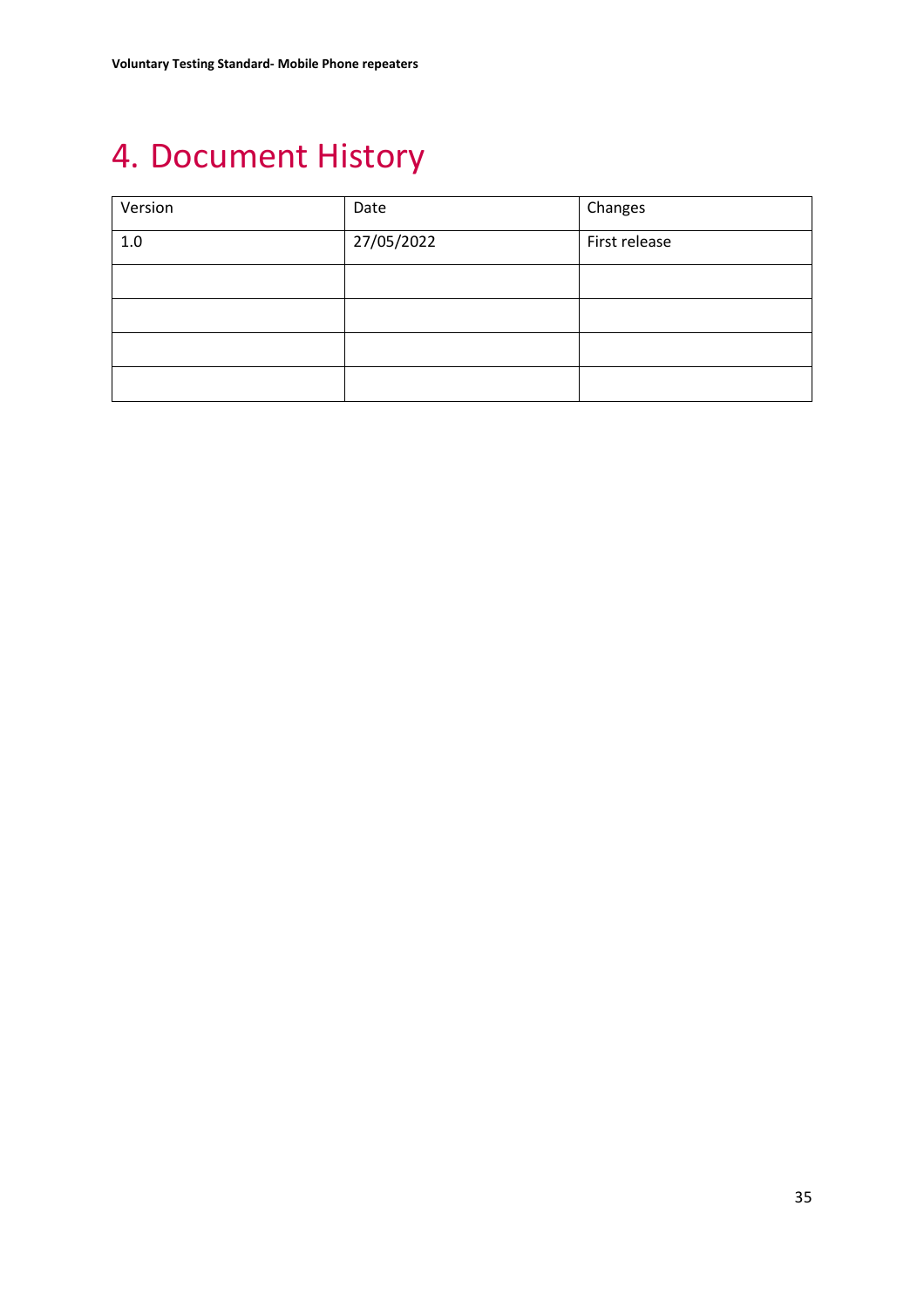# 4. Document History

| Version | Date | Changes |
| --- | --- | --- |
| 1.0 | 27/05/2022 | First release |
| | | |
| | | |
| | | |
| | | |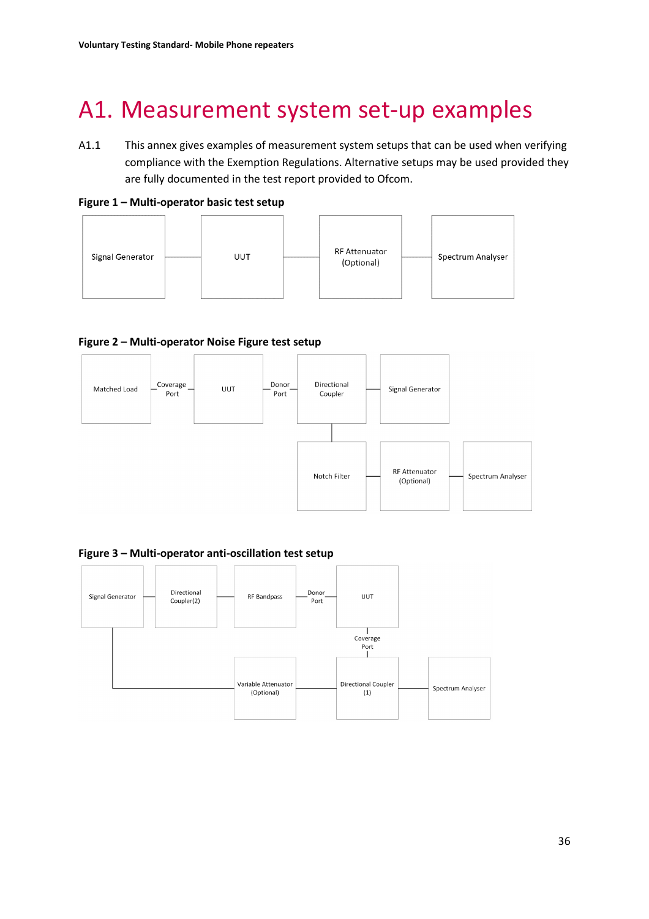# A1. Measurement system set-up examples

A1.1 This annex gives examples of measurement system setups that can be used when verifying compliance with the Exemption Regulations. Alternative setups may be used provided they are fully documented in the test report provided to Ofcom.

**Figure 1 – Multi-operator basic test setup**

Signal Generator — UUT — RF Attenuator (Optional) — Spectrum Analyser

**Figure 2 – Multi-operator Noise Figure test setup**

Matched Load — Coverage Port — UUT — Donor Port — Directional Coupler — Signal Generator

Directional Coupler — Notch Filter — RF Attenuator (Optional) — Spectrum Analyser

**Figure 3 – Multi-operator anti-oscillation test setup**

Signal Generator — Directional Coupler(2) — RF Bandpass — Donor Port — UUT

UUT — Coverage Port — Directional Coupler (1) — Spectrum Analyser

Signal Generator — Variable Attenuator (Optional) — Directional Coupler (1)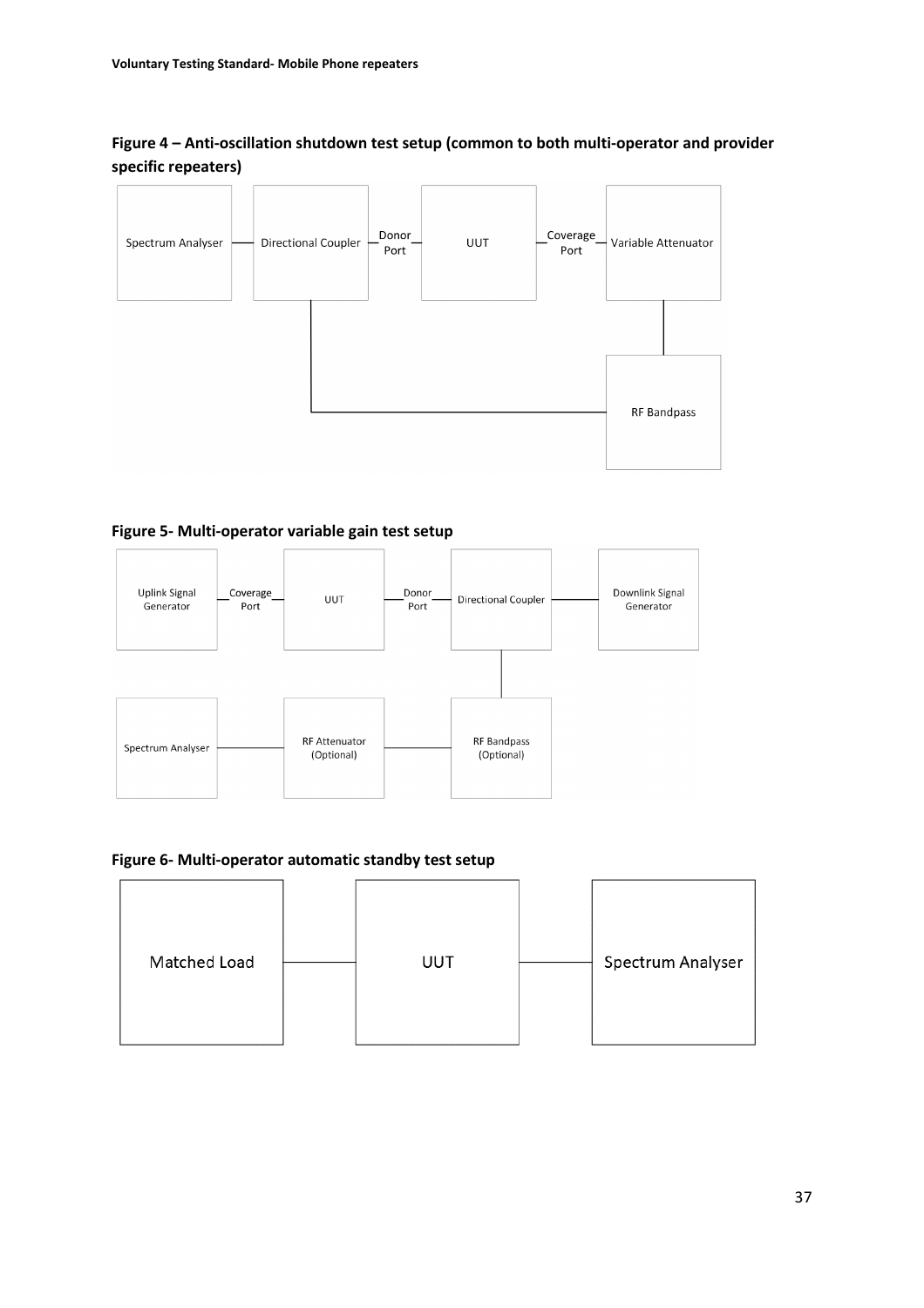**Figure 4 – Anti-oscillation shutdown test setup (common to both multi-operator and provider specific repeaters)**

Spectrum Analyser

Directional Coupler

Donor Port

UUT

Coverage Port

Variable Attenuator

RF Bandpass

**Figure 5- Multi-operator variable gain test setup**

Uplink Signal Generator

Coverage Port

UUT

Donor Port

Directional Coupler

Downlink Signal Generator

Spectrum Analyser

RF Attenuator (Optional)

RF Bandpass (Optional)

**Figure 6- Multi-operator automatic standby test setup**

Matched Load

UUT

Spectrum Analyser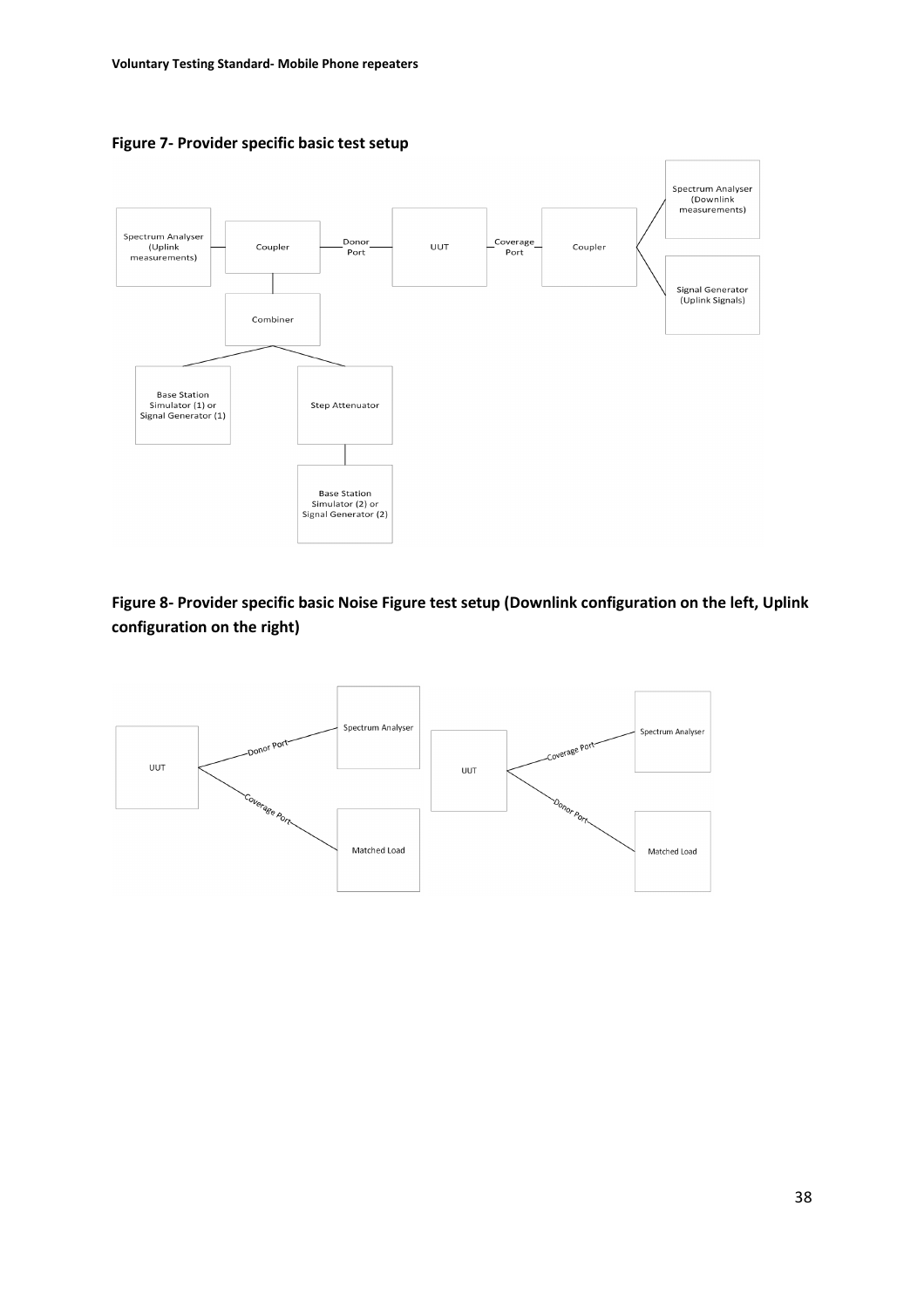**Figure 7- Provider specific basic test setup**

**Figure 8- Provider specific basic Noise Figure test setup (Downlink configuration on the left, Uplink configuration on the right)**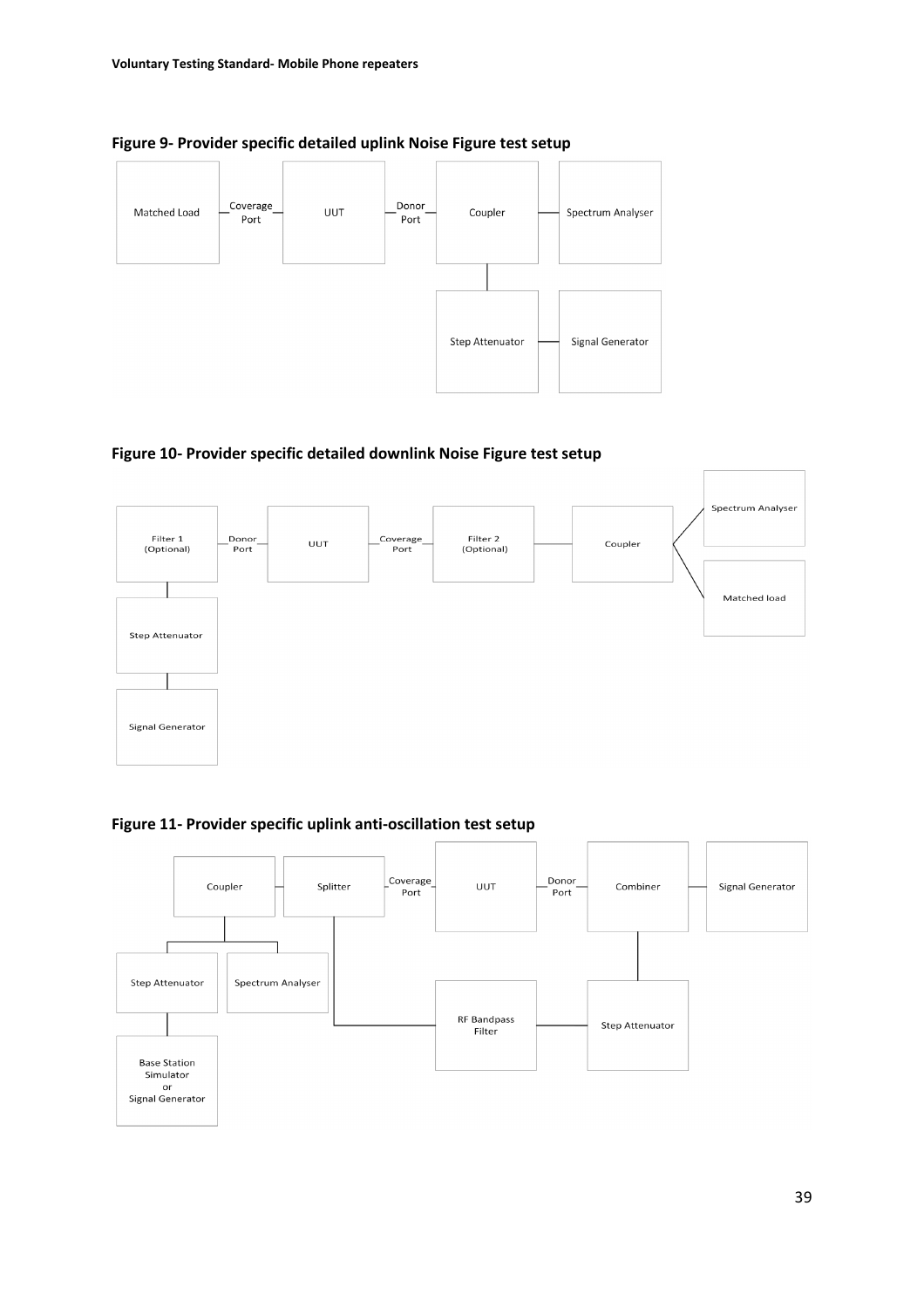**Figure 9- Provider specific detailed uplink Noise Figure test setup**

Matched Load — Coverage Port — UUT — Donor Port — Coupler — Spectrum Analyser

Step Attenuator — Signal Generator

**Figure 10- Provider specific detailed downlink Noise Figure test setup**

Filter 1 (Optional) — Donor Port — UUT — Coverage Port — Filter 2 (Optional) — Coupler — Spectrum Analyser

Matched load

Step Attenuator

Signal Generator

**Figure 11- Provider specific uplink anti-oscillation test setup**

Coupler — Splitter — Coverage Port — UUT — Donor Port — Combiner — Signal Generator

Step Attenuator — Spectrum Analyser

Base Station Simulator or Signal Generator

RF Bandpass Filter — Step Attenuator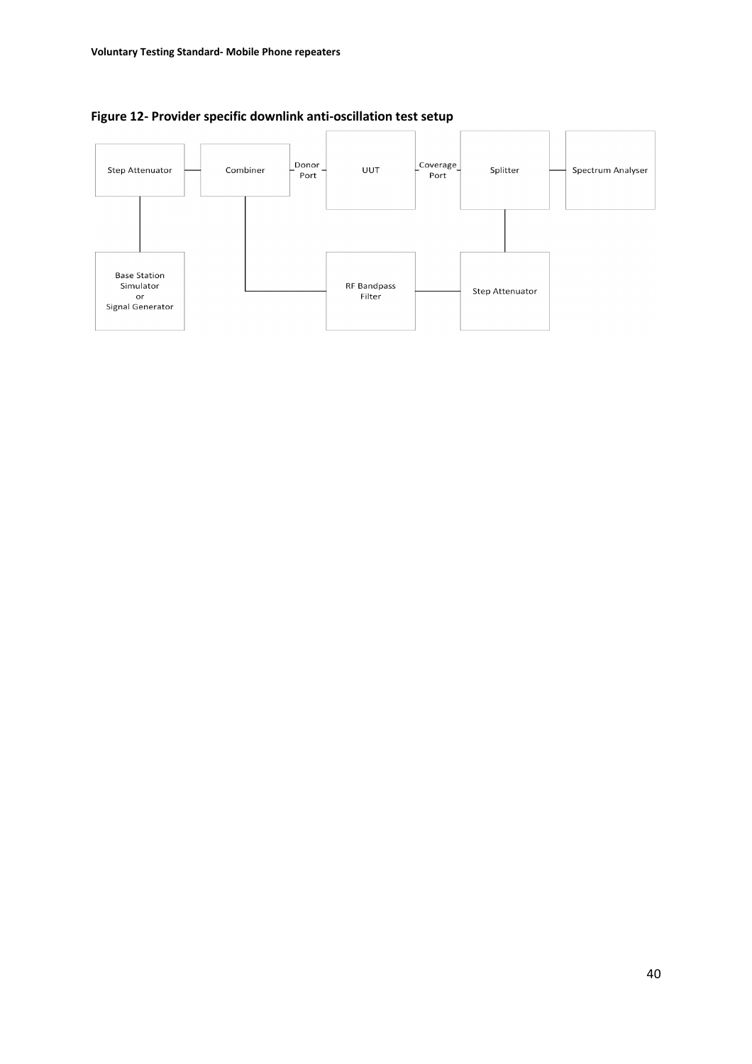**Figure 12- Provider specific downlink anti-oscillation test setup**

```
Step Attenuator ---- Combiner -- Donor Port -- UUT -- Coverage Port -- Splitter ---- Spectrum Analyser
      |                 |                                                 |
      |                 |                                                 |
Base Station            +-------------- RF Bandpass Filter ---- Step Attenuator
Simulator
or
Signal Generator
```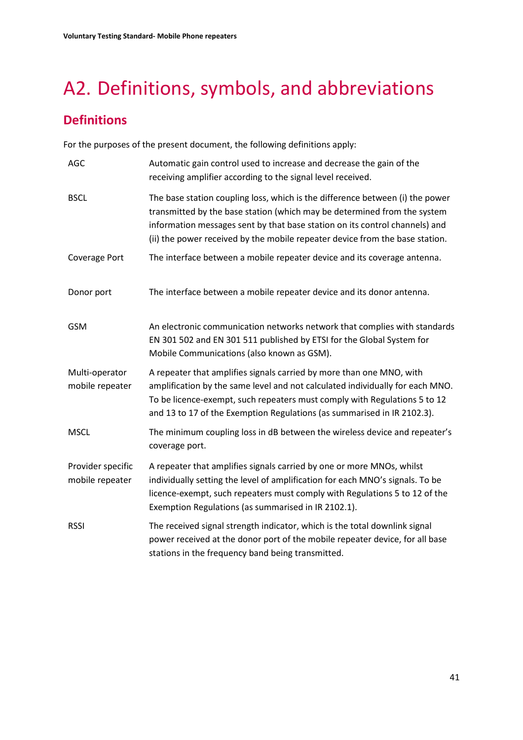# A2. Definitions, symbols, and abbreviations

## Definitions

For the purposes of the present document, the following definitions apply:

| | |
|---|---|
| AGC | Automatic gain control used to increase and decrease the gain of the receiving amplifier according to the signal level received. |
| BSCL | The base station coupling loss, which is the difference between (i) the power transmitted by the base station (which may be determined from the system information messages sent by that base station on its control channels) and (ii) the power received by the mobile repeater device from the base station. |
| Coverage Port | The interface between a mobile repeater device and its coverage antenna. |
| Donor port | The interface between a mobile repeater device and its donor antenna. |
| GSM | An electronic communication networks network that complies with standards EN 301 502 and EN 301 511 published by ETSI for the Global System for Mobile Communications (also known as GSM). |
| Multi-operator mobile repeater | A repeater that amplifies signals carried by more than one MNO, with amplification by the same level and not calculated individually for each MNO. To be licence-exempt, such repeaters must comply with Regulations 5 to 12 and 13 to 17 of the Exemption Regulations (as summarised in IR 2102.3). |
| MSCL | The minimum coupling loss in dB between the wireless device and repeater's coverage port. |
| Provider specific mobile repeater | A repeater that amplifies signals carried by one or more MNOs, whilst individually setting the level of amplification for each MNO's signals. To be licence-exempt, such repeaters must comply with Regulations 5 to 12 of the Exemption Regulations (as summarised in IR 2102.1). |
| RSSI | The received signal strength indicator, which is the total downlink signal power received at the donor port of the mobile repeater device, for all base stations in the frequency band being transmitted. |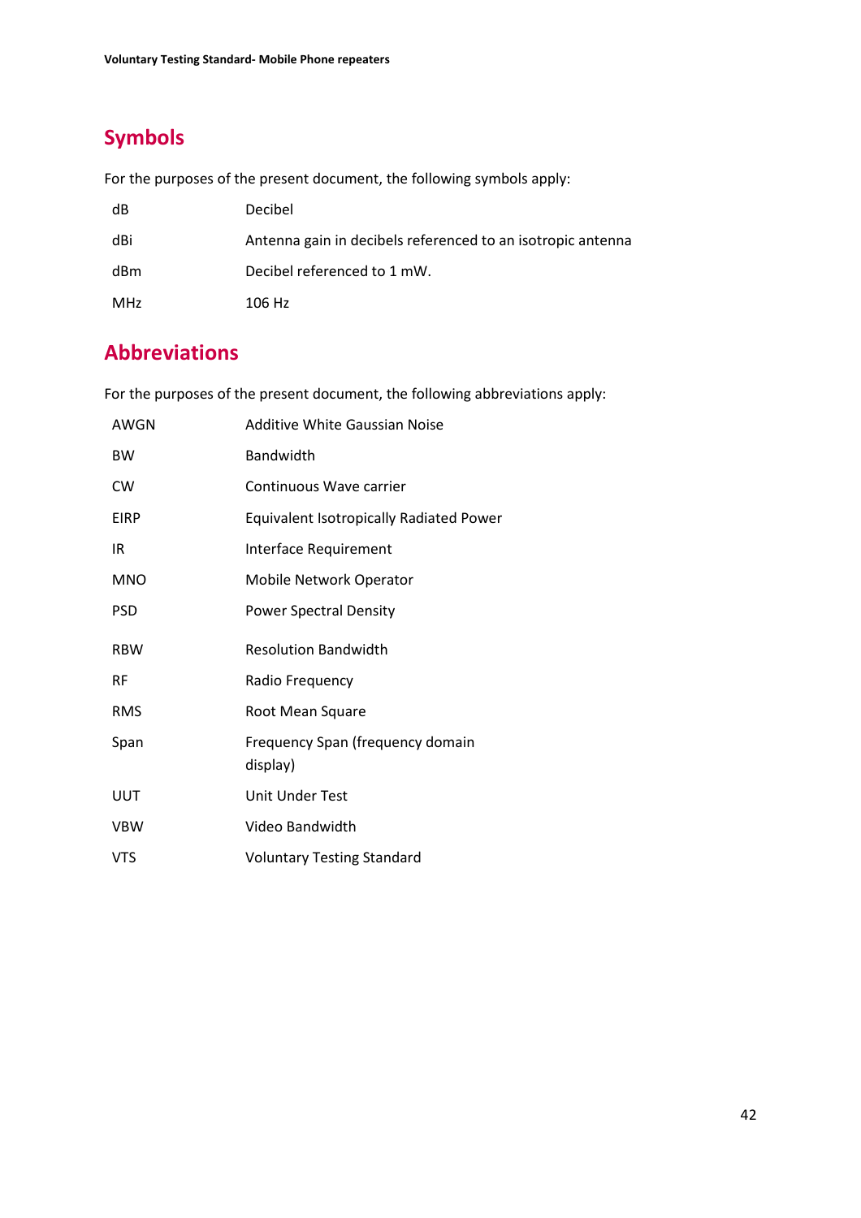## Symbols

For the purposes of the present document, the following symbols apply:

| | |
|---|---|
| dB | Decibel |
| dBi | Antenna gain in decibels referenced to an isotropic antenna |
| dBm | Decibel referenced to 1 mW. |
| MHz | 106 Hz |

## Abbreviations

For the purposes of the present document, the following abbreviations apply:

| | |
|---|---|
| AWGN | Additive White Gaussian Noise |
| BW | Bandwidth |
| CW | Continuous Wave carrier |
| EIRP | Equivalent Isotropically Radiated Power |
| IR | Interface Requirement |
| MNO | Mobile Network Operator |
| PSD | Power Spectral Density |
| RBW | Resolution Bandwidth |
| RF | Radio Frequency |
| RMS | Root Mean Square |
| Span | Frequency Span (frequency domain display) |
| UUT | Unit Under Test |
| VBW | Video Bandwidth |
| VTS | Voluntary Testing Standard |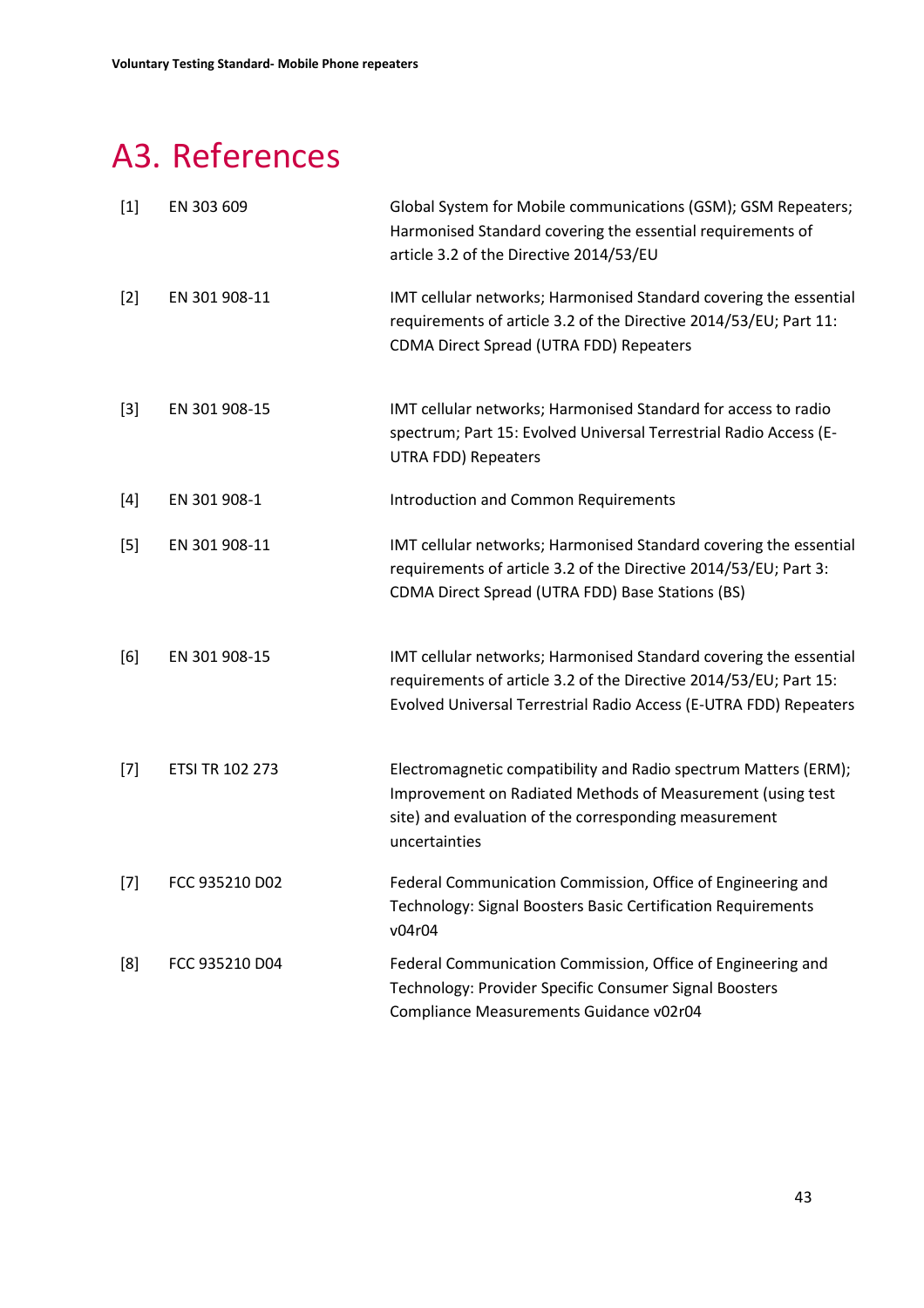# A3. References

| | | |
|---|---|---|
| [1] | EN 303 609 | Global System for Mobile communications (GSM); GSM Repeaters; Harmonised Standard covering the essential requirements of article 3.2 of the Directive 2014/53/EU |
| [2] | EN 301 908-11 | IMT cellular networks; Harmonised Standard covering the essential requirements of article 3.2 of the Directive 2014/53/EU; Part 11: CDMA Direct Spread (UTRA FDD) Repeaters |
| [3] | EN 301 908-15 | IMT cellular networks; Harmonised Standard for access to radio spectrum; Part 15: Evolved Universal Terrestrial Radio Access (E-UTRA FDD) Repeaters |
| [4] | EN 301 908-1 | Introduction and Common Requirements |
| [5] | EN 301 908-11 | IMT cellular networks; Harmonised Standard covering the essential requirements of article 3.2 of the Directive 2014/53/EU; Part 3: CDMA Direct Spread (UTRA FDD) Base Stations (BS) |
| [6] | EN 301 908-15 | IMT cellular networks; Harmonised Standard covering the essential requirements of article 3.2 of the Directive 2014/53/EU; Part 15: Evolved Universal Terrestrial Radio Access (E-UTRA FDD) Repeaters |
| [7] | ETSI TR 102 273 | Electromagnetic compatibility and Radio spectrum Matters (ERM); Improvement on Radiated Methods of Measurement (using test site) and evaluation of the corresponding measurement uncertainties |
| [7] | FCC 935210 D02 | Federal Communication Commission, Office of Engineering and Technology: Signal Boosters Basic Certification Requirements v04r04 |
| [8] | FCC 935210 D04 | Federal Communication Commission, Office of Engineering and Technology: Provider Specific Consumer Signal Boosters Compliance Measurements Guidance v02r04 |